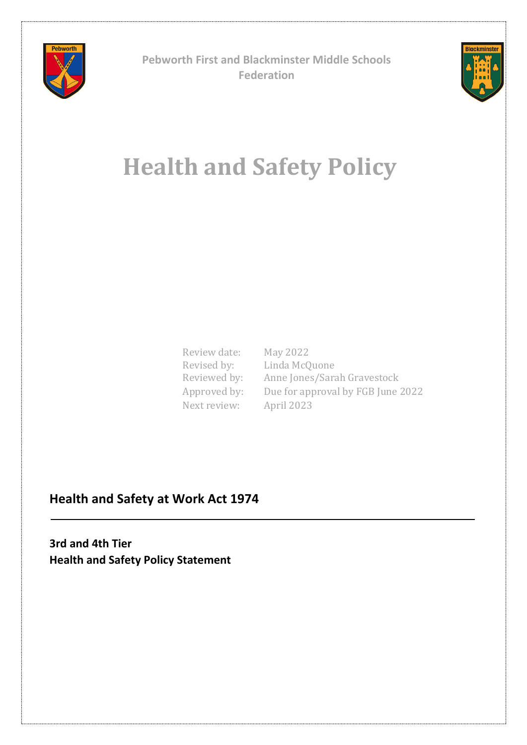**Pebworth First and Blackminster Middle Schools Federation**

# Health and Safety Policy

| | |
|---|---|
| Review date: | May 2022 |
| Revised by: | Linda McQuone |
| Reviewed by: | Anne Jones/Sarah Gravestock |
| Approved by: | Due for approval by FGB June 2022 |
| Next review: | April 2023 |

## Health and Safety at Work Act 1974

---

**3rd and 4th Tier**
**Health and Safety Policy Statement**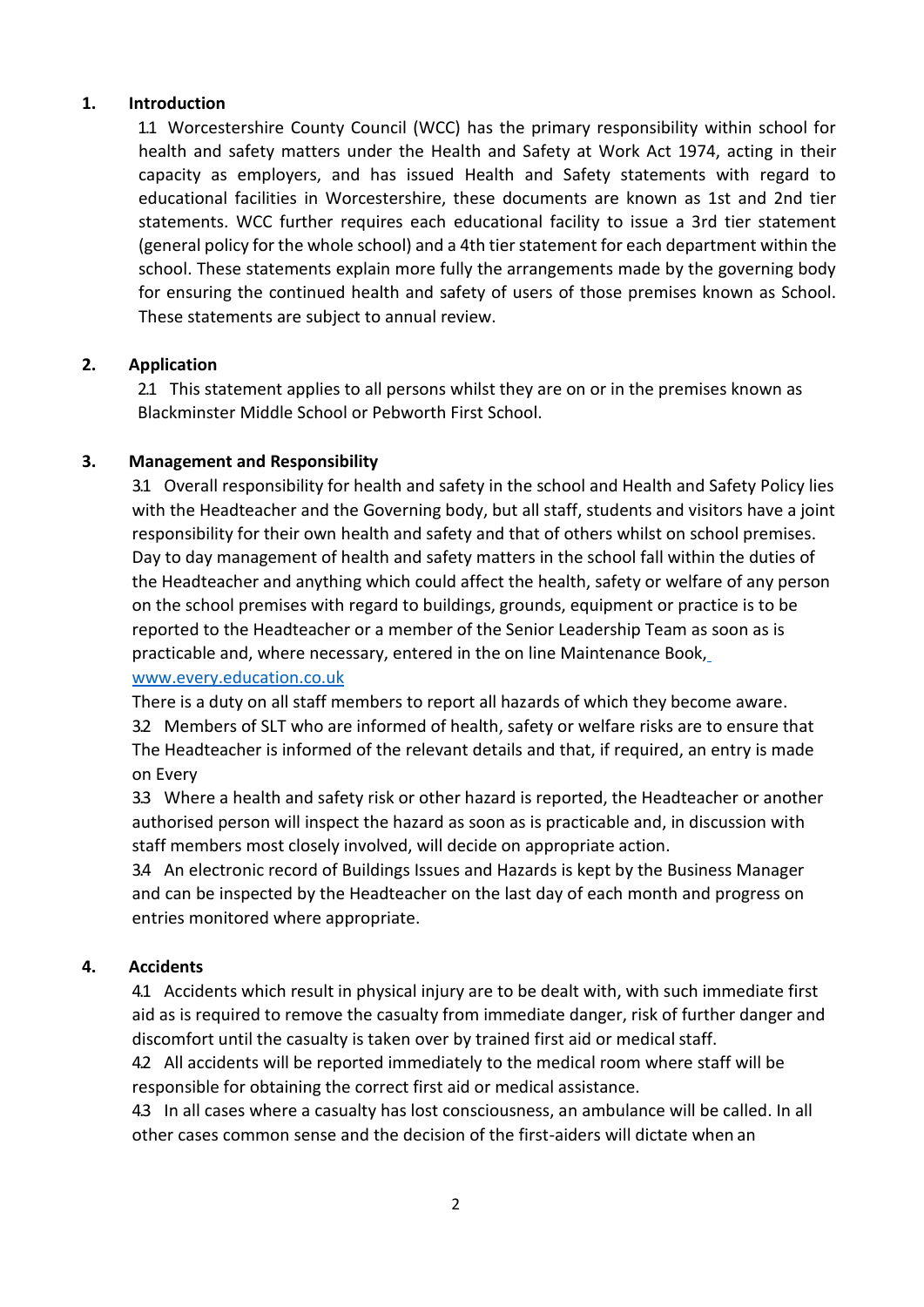## 1. Introduction

1.1 Worcestershire County Council (WCC) has the primary responsibility within school for health and safety matters under the Health and Safety at Work Act 1974, acting in their capacity as employers, and has issued Health and Safety statements with regard to educational facilities in Worcestershire, these documents are known as 1st and 2nd tier statements. WCC further requires each educational facility to issue a 3rd tier statement (general policy for the whole school) and a 4th tier statement for each department within the school. These statements explain more fully the arrangements made by the governing body for ensuring the continued health and safety of users of those premises known as School. These statements are subject to annual review.

## 2. Application

2.1 This statement applies to all persons whilst they are on or in the premises known as Blackminster Middle School or Pebworth First School.

## 3. Management and Responsibility

3.1 Overall responsibility for health and safety in the school and Health and Safety Policy lies with the Headteacher and the Governing body, but all staff, students and visitors have a joint responsibility for their own health and safety and that of others whilst on school premises. Day to day management of health and safety matters in the school fall within the duties of the Headteacher and anything which could affect the health, safety or welfare of any person on the school premises with regard to buildings, grounds, equipment or practice is to be reported to the Headteacher or a member of the Senior Leadership Team as soon as is practicable and, where necessary, entered in the on line Maintenance Book, www.every.education.co.uk

There is a duty on all staff members to report all hazards of which they become aware.

3.2 Members of SLT who are informed of health, safety or welfare risks are to ensure that The Headteacher is informed of the relevant details and that, if required, an entry is made on Every

3.3 Where a health and safety risk or other hazard is reported, the Headteacher or another authorised person will inspect the hazard as soon as is practicable and, in discussion with staff members most closely involved, will decide on appropriate action.

3.4 An electronic record of Buildings Issues and Hazards is kept by the Business Manager and can be inspected by the Headteacher on the last day of each month and progress on entries monitored where appropriate.

## 4. Accidents

4.1 Accidents which result in physical injury are to be dealt with, with such immediate first aid as is required to remove the casualty from immediate danger, risk of further danger and discomfort until the casualty is taken over by trained first aid or medical staff.

4.2 All accidents will be reported immediately to the medical room where staff will be responsible for obtaining the correct first aid or medical assistance.

4.3 In all cases where a casualty has lost consciousness, an ambulance will be called. In all other cases common sense and the decision of the first-aiders will dictate when an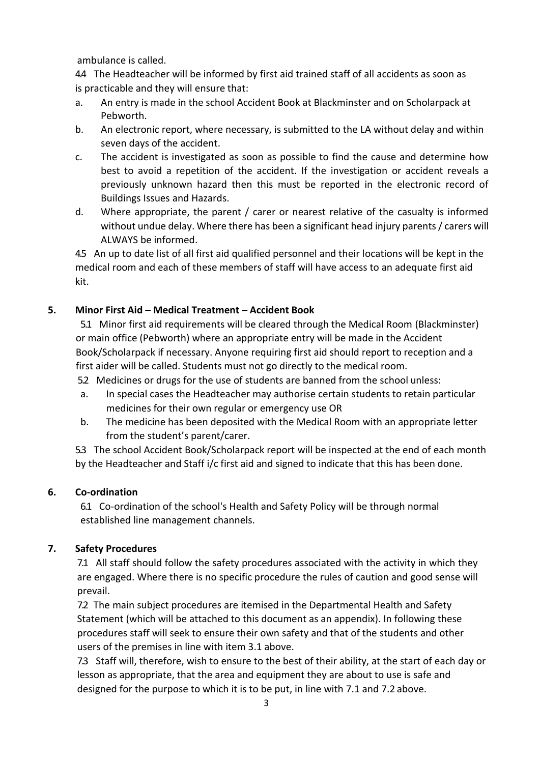ambulance is called.

4.4 The Headteacher will be informed by first aid trained staff of all accidents as soon as is practicable and they will ensure that:

a. An entry is made in the school Accident Book at Blackminster and on Scholarpack at Pebworth.
b. An electronic report, where necessary, is submitted to the LA without delay and within seven days of the accident.
c. The accident is investigated as soon as possible to find the cause and determine how best to avoid a repetition of the accident. If the investigation or accident reveals a previously unknown hazard then this must be reported in the electronic record of Buildings Issues and Hazards.
d. Where appropriate, the parent / carer or nearest relative of the casualty is informed without undue delay. Where there has been a significant head injury parents / carers will ALWAYS be informed.

4.5 An up to date list of all first aid qualified personnel and their locations will be kept in the medical room and each of these members of staff will have access to an adequate first aid kit.

## 5. Minor First Aid – Medical Treatment – Accident Book

5.1 Minor first aid requirements will be cleared through the Medical Room (Blackminster) or main office (Pebworth) where an appropriate entry will be made in the Accident Book/Scholarpack if necessary. Anyone requiring first aid should report to reception and a first aider will be called. Students must not go directly to the medical room.

5.2 Medicines or drugs for the use of students are banned from the school unless:

a. In special cases the Headteacher may authorise certain students to retain particular medicines for their own regular or emergency use OR
b. The medicine has been deposited with the Medical Room with an appropriate letter from the student's parent/carer.

5.3 The school Accident Book/Scholarpack report will be inspected at the end of each month by the Headteacher and Staff i/c first aid and signed to indicate that this has been done.

## 6. Co-ordination

6.1 Co-ordination of the school's Health and Safety Policy will be through normal established line management channels.

## 7. Safety Procedures

7.1 All staff should follow the safety procedures associated with the activity in which they are engaged. Where there is no specific procedure the rules of caution and good sense will prevail.

7.2 The main subject procedures are itemised in the Departmental Health and Safety Statement (which will be attached to this document as an appendix). In following these procedures staff will seek to ensure their own safety and that of the students and other users of the premises in line with item 3.1 above.

7.3 Staff will, therefore, wish to ensure to the best of their ability, at the start of each day or lesson as appropriate, that the area and equipment they are about to use is safe and designed for the purpose to which it is to be put, in line with 7.1 and 7.2 above.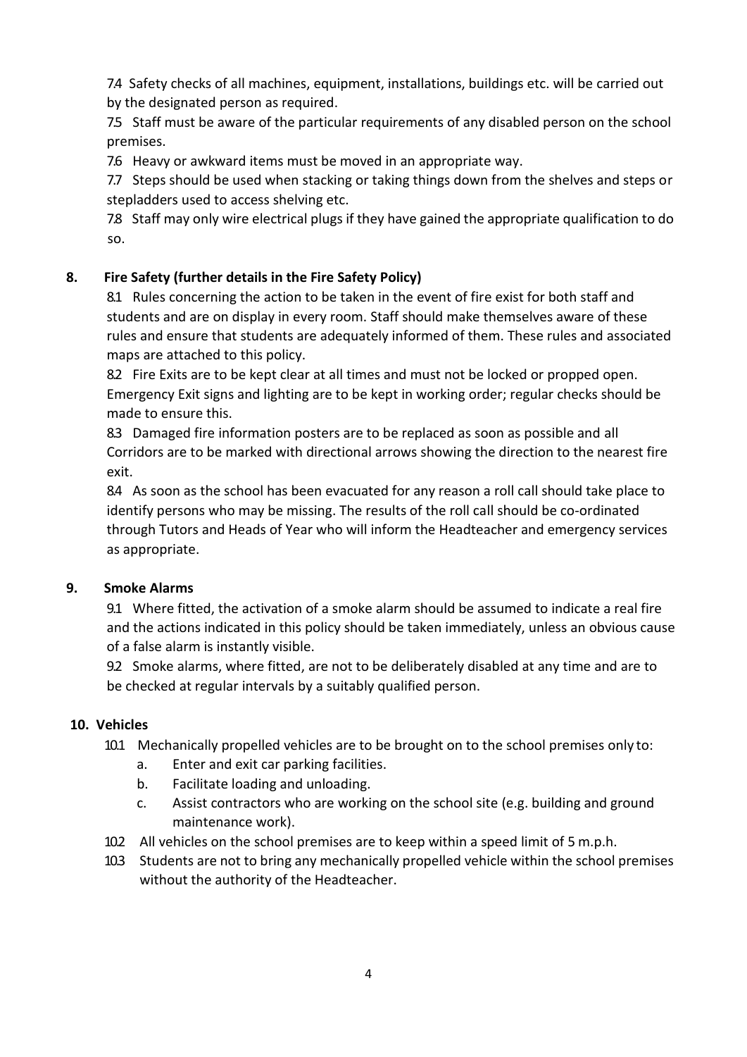7.4 Safety checks of all machines, equipment, installations, buildings etc. will be carried out by the designated person as required.

7.5 Staff must be aware of the particular requirements of any disabled person on the school premises.

7.6 Heavy or awkward items must be moved in an appropriate way.

7.7 Steps should be used when stacking or taking things down from the shelves and steps or stepladders used to access shelving etc.

7.8 Staff may only wire electrical plugs if they have gained the appropriate qualification to do so.

## 8. Fire Safety (further details in the Fire Safety Policy)

8.1 Rules concerning the action to be taken in the event of fire exist for both staff and students and are on display in every room. Staff should make themselves aware of these rules and ensure that students are adequately informed of them. These rules and associated maps are attached to this policy.

8.2 Fire Exits are to be kept clear at all times and must not be locked or propped open. Emergency Exit signs and lighting are to be kept in working order; regular checks should be made to ensure this.

8.3 Damaged fire information posters are to be replaced as soon as possible and all Corridors are to be marked with directional arrows showing the direction to the nearest fire exit.

8.4 As soon as the school has been evacuated for any reason a roll call should take place to identify persons who may be missing. The results of the roll call should be co-ordinated through Tutors and Heads of Year who will inform the Headteacher and emergency services as appropriate.

## 9. Smoke Alarms

9.1 Where fitted, the activation of a smoke alarm should be assumed to indicate a real fire and the actions indicated in this policy should be taken immediately, unless an obvious cause of a false alarm is instantly visible.

9.2 Smoke alarms, where fitted, are not to be deliberately disabled at any time and are to be checked at regular intervals by a suitably qualified person.

## 10. Vehicles

10.1 Mechanically propelled vehicles are to be brought on to the school premises only to:

a. Enter and exit car parking facilities.

b. Facilitate loading and unloading.

c. Assist contractors who are working on the school site (e.g. building and ground maintenance work).

10.2 All vehicles on the school premises are to keep within a speed limit of 5 m.p.h.

10.3 Students are not to bring any mechanically propelled vehicle within the school premises without the authority of the Headteacher.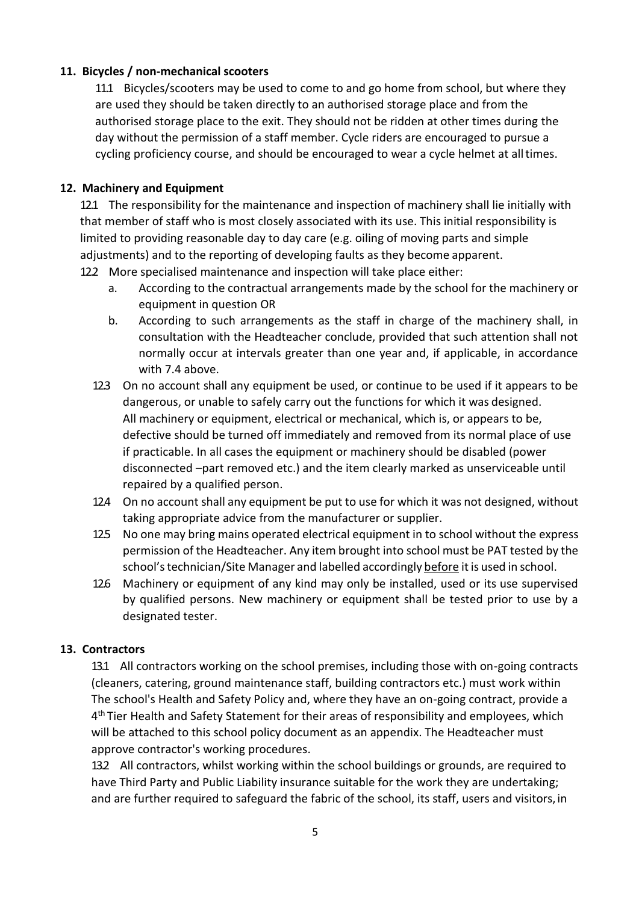## 11. Bicycles / non-mechanical scooters

11.1 Bicycles/scooters may be used to come to and go home from school, but where they are used they should be taken directly to an authorised storage place and from the authorised storage place to the exit. They should not be ridden at other times during the day without the permission of a staff member. Cycle riders are encouraged to pursue a cycling proficiency course, and should be encouraged to wear a cycle helmet at all times.

## 12. Machinery and Equipment

12.1 The responsibility for the maintenance and inspection of machinery shall lie initially with that member of staff who is most closely associated with its use. This initial responsibility is limited to providing reasonable day to day care (e.g. oiling of moving parts and simple adjustments) and to the reporting of developing faults as they become apparent.

12.2 More specialised maintenance and inspection will take place either:

a. According to the contractual arrangements made by the school for the machinery or equipment in question OR

b. According to such arrangements as the staff in charge of the machinery shall, in consultation with the Headteacher conclude, provided that such attention shall not normally occur at intervals greater than one year and, if applicable, in accordance with 7.4 above.

12.3 On no account shall any equipment be used, or continue to be used if it appears to be dangerous, or unable to safely carry out the functions for which it was designed. All machinery or equipment, electrical or mechanical, which is, or appears to be, defective should be turned off immediately and removed from its normal place of use if practicable. In all cases the equipment or machinery should be disabled (power disconnected –part removed etc.) and the item clearly marked as unserviceable until repaired by a qualified person.

12.4 On no account shall any equipment be put to use for which it was not designed, without taking appropriate advice from the manufacturer or supplier.

12.5 No one may bring mains operated electrical equipment in to school without the express permission of the Headteacher. Any item brought into school must be PAT tested by the school's technician/Site Manager and labelled accordingly <u>before</u> it is used in school.

12.6 Machinery or equipment of any kind may only be installed, used or its use supervised by qualified persons. New machinery or equipment shall be tested prior to use by a designated tester.

## 13. Contractors

13.1 All contractors working on the school premises, including those with on-going contracts (cleaners, catering, ground maintenance staff, building contractors etc.) must work within The school's Health and Safety Policy and, where they have an on-going contract, provide a 4th Tier Health and Safety Statement for their areas of responsibility and employees, which will be attached to this school policy document as an appendix. The Headteacher must approve contractor's working procedures.

13.2 All contractors, whilst working within the school buildings or grounds, are required to have Third Party and Public Liability insurance suitable for the work they are undertaking; and are further required to safeguard the fabric of the school, its staff, users and visitors, in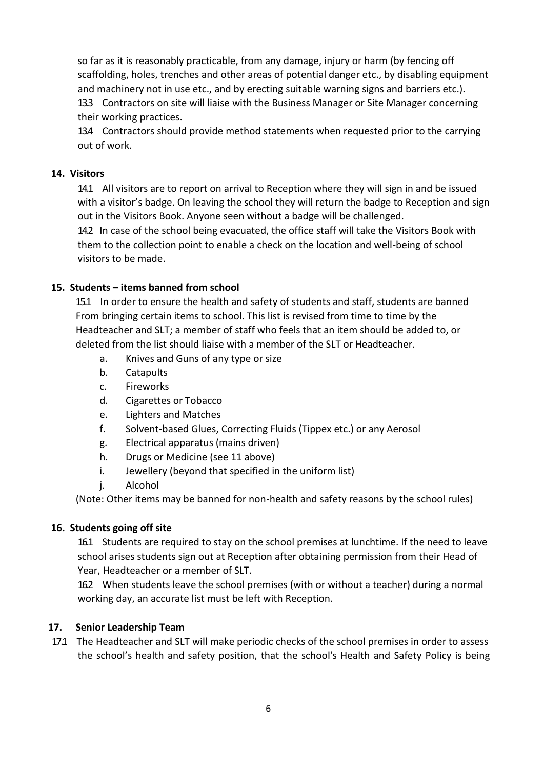so far as it is reasonably practicable, from any damage, injury or harm (by fencing off scaffolding, holes, trenches and other areas of potential danger etc., by disabling equipment and machinery not in use etc., and by erecting suitable warning signs and barriers etc.).

13.3 Contractors on site will liaise with the Business Manager or Site Manager concerning their working practices.

13.4 Contractors should provide method statements when requested prior to the carrying out of work.

**14. Visitors**

14.1 All visitors are to report on arrival to Reception where they will sign in and be issued with a visitor's badge. On leaving the school they will return the badge to Reception and sign out in the Visitors Book. Anyone seen without a badge will be challenged.

14.2 In case of the school being evacuated, the office staff will take the Visitors Book with them to the collection point to enable a check on the location and well-being of school visitors to be made.

**15. Students – items banned from school**

15.1 In order to ensure the health and safety of students and staff, students are banned From bringing certain items to school. This list is revised from time to time by the Headteacher and SLT; a member of staff who feels that an item should be added to, or deleted from the list should liaise with a member of the SLT or Headteacher.

a. Knives and Guns of any type or size
b. Catapults
c. Fireworks
d. Cigarettes or Tobacco
e. Lighters and Matches
f. Solvent-based Glues, Correcting Fluids (Tippex etc.) or any Aerosol
g. Electrical apparatus (mains driven)
h. Drugs or Medicine (see 11 above)
i. Jewellery (beyond that specified in the uniform list)
j. Alcohol

(Note: Other items may be banned for non-health and safety reasons by the school rules)

**16. Students going off site**

16.1 Students are required to stay on the school premises at lunchtime. If the need to leave school arises students sign out at Reception after obtaining permission from their Head of Year, Headteacher or a member of SLT.

16.2 When students leave the school premises (with or without a teacher) during a normal working day, an accurate list must be left with Reception.

**17. Senior Leadership Team**

17.1 The Headteacher and SLT will make periodic checks of the school premises in order to assess the school's health and safety position, that the school's Health and Safety Policy is being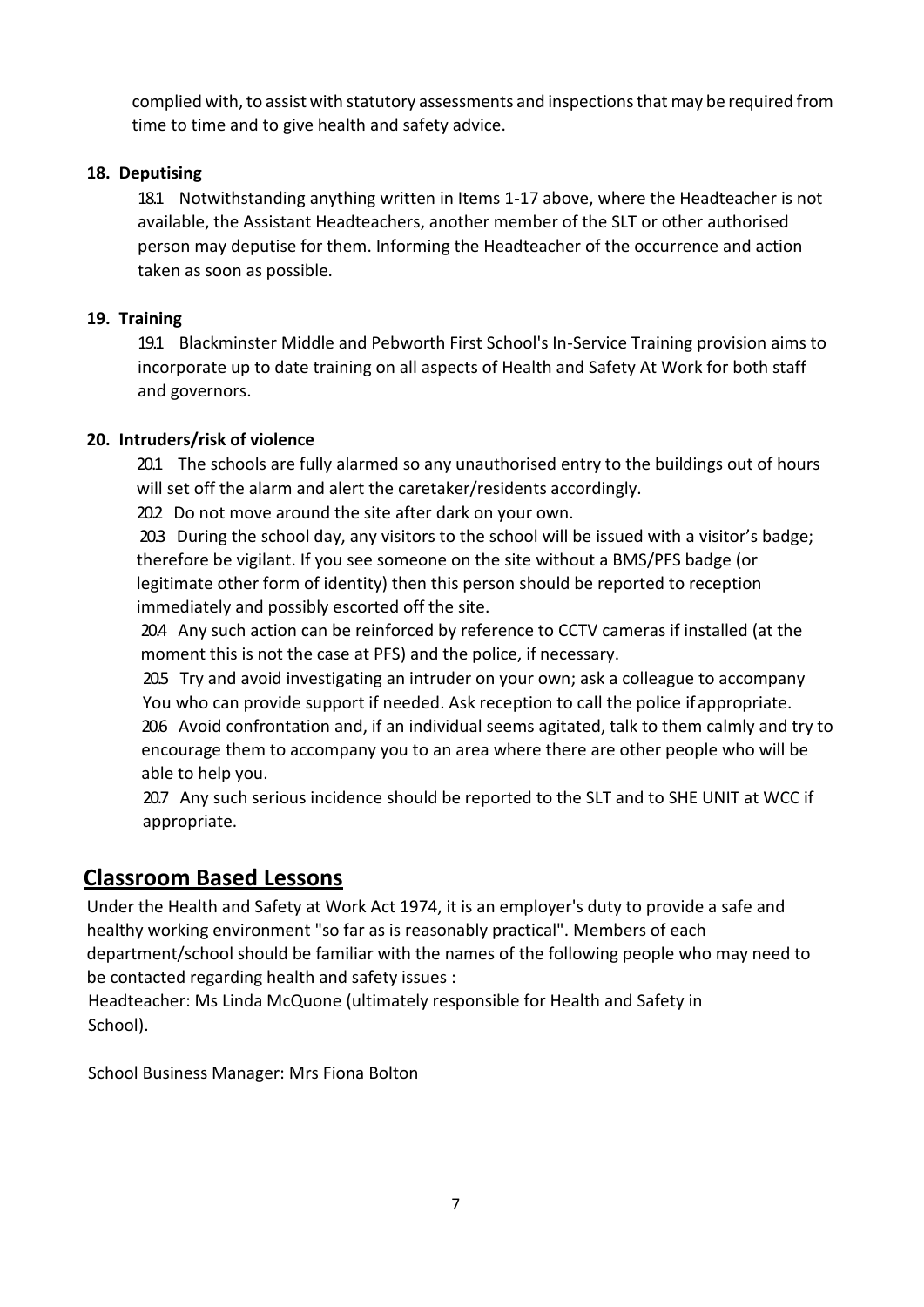complied with, to assist with statutory assessments and inspections that may be required from time to time and to give health and safety advice.

**18. Deputising**

18.1 Notwithstanding anything written in Items 1-17 above, where the Headteacher is not available, the Assistant Headteachers, another member of the SLT or other authorised person may deputise for them. Informing the Headteacher of the occurrence and action taken as soon as possible.

**19. Training**

19.1 Blackminster Middle and Pebworth First School's In-Service Training provision aims to incorporate up to date training on all aspects of Health and Safety At Work for both staff and governors.

**20. Intruders/risk of violence**

20.1 The schools are fully alarmed so any unauthorised entry to the buildings out of hours will set off the alarm and alert the caretaker/residents accordingly.

20.2 Do not move around the site after dark on your own.

20.3 During the school day, any visitors to the school will be issued with a visitor's badge; therefore be vigilant. If you see someone on the site without a BMS/PFS badge (or legitimate other form of identity) then this person should be reported to reception immediately and possibly escorted off the site.

20.4 Any such action can be reinforced by reference to CCTV cameras if installed (at the moment this is not the case at PFS) and the police, if necessary.

20.5 Try and avoid investigating an intruder on your own; ask a colleague to accompany You who can provide support if needed. Ask reception to call the police if appropriate.

20.6 Avoid confrontation and, if an individual seems agitated, talk to them calmly and try to encourage them to accompany you to an area where there are other people who will be able to help you.

20.7 Any such serious incidence should be reported to the SLT and to SHE UNIT at WCC if appropriate.

## Classroom Based Lessons

Under the Health and Safety at Work Act 1974, it is an employer's duty to provide a safe and healthy working environment "so far as is reasonably practical". Members of each department/school should be familiar with the names of the following people who may need to be contacted regarding health and safety issues :

Headteacher: Ms Linda McQuone (ultimately responsible for Health and Safety in School).

School Business Manager: Mrs Fiona Bolton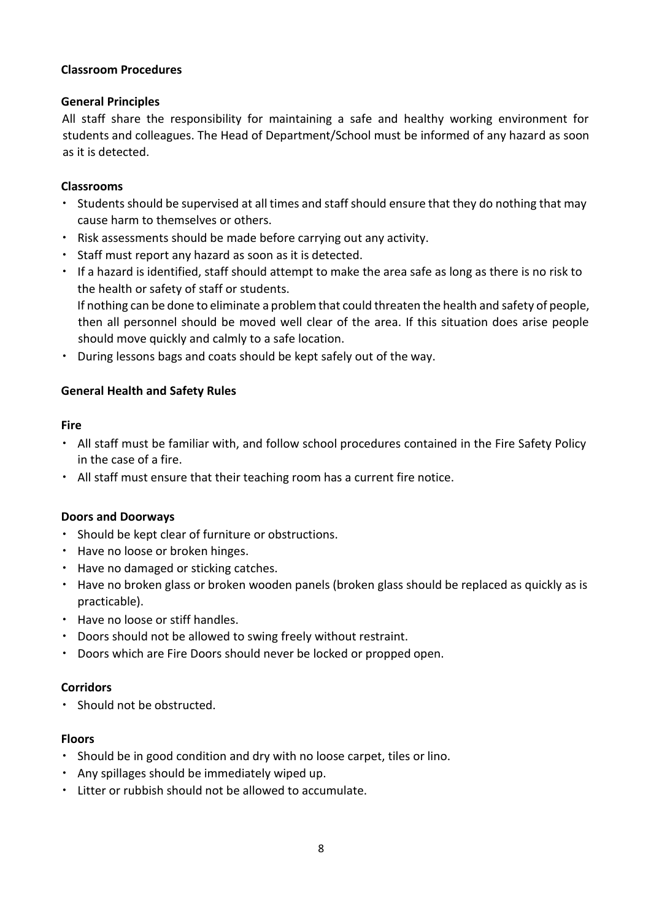## Classroom Procedures

### General Principles

All staff share the responsibility for maintaining a safe and healthy working environment for students and colleagues. The Head of Department/School must be informed of any hazard as soon as it is detected.

### Classrooms

- Students should be supervised at all times and staff should ensure that they do nothing that may cause harm to themselves or others.
- Risk assessments should be made before carrying out any activity.
- Staff must report any hazard as soon as it is detected.
- If a hazard is identified, staff should attempt to make the area safe as long as there is no risk to the health or safety of staff or students.
  If nothing can be done to eliminate a problem that could threaten the health and safety of people, then all personnel should be moved well clear of the area. If this situation does arise people should move quickly and calmly to a safe location.
- During lessons bags and coats should be kept safely out of the way.

## General Health and Safety Rules

### Fire

- All staff must be familiar with, and follow school procedures contained in the Fire Safety Policy in the case of a fire.
- All staff must ensure that their teaching room has a current fire notice.

### Doors and Doorways

- Should be kept clear of furniture or obstructions.
- Have no loose or broken hinges.
- Have no damaged or sticking catches.
- Have no broken glass or broken wooden panels (broken glass should be replaced as quickly as is practicable).
- Have no loose or stiff handles.
- Doors should not be allowed to swing freely without restraint.
- Doors which are Fire Doors should never be locked or propped open.

### Corridors

- Should not be obstructed.

### Floors

- Should be in good condition and dry with no loose carpet, tiles or lino.
- Any spillages should be immediately wiped up.
- Litter or rubbish should not be allowed to accumulate.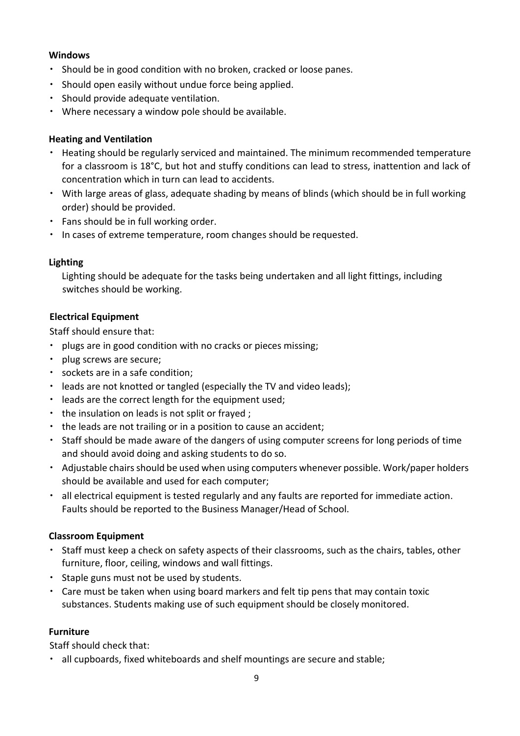**Windows**

- Should be in good condition with no broken, cracked or loose panes.
- Should open easily without undue force being applied.
- Should provide adequate ventilation.
- Where necessary a window pole should be available.

**Heating and Ventilation**

- Heating should be regularly serviced and maintained. The minimum recommended temperature for a classroom is 18°C, but hot and stuffy conditions can lead to stress, inattention and lack of concentration which in turn can lead to accidents.
- With large areas of glass, adequate shading by means of blinds (which should be in full working order) should be provided.
- Fans should be in full working order.
- In cases of extreme temperature, room changes should be requested.

**Lighting**

Lighting should be adequate for the tasks being undertaken and all light fittings, including switches should be working.

**Electrical Equipment**

Staff should ensure that:

- plugs are in good condition with no cracks or pieces missing;
- plug screws are secure;
- sockets are in a safe condition;
- leads are not knotted or tangled (especially the TV and video leads);
- leads are the correct length for the equipment used;
- the insulation on leads is not split or frayed ;
- the leads are not trailing or in a position to cause an accident;
- Staff should be made aware of the dangers of using computer screens for long periods of time and should avoid doing and asking students to do so.
- Adjustable chairs should be used when using computers whenever possible. Work/paper holders should be available and used for each computer;
- all electrical equipment is tested regularly and any faults are reported for immediate action. Faults should be reported to the Business Manager/Head of School.

**Classroom Equipment**

- Staff must keep a check on safety aspects of their classrooms, such as the chairs, tables, other furniture, floor, ceiling, windows and wall fittings.
- Staple guns must not be used by students.
- Care must be taken when using board markers and felt tip pens that may contain toxic substances. Students making use of such equipment should be closely monitored.

**Furniture**

Staff should check that:

- all cupboards, fixed whiteboards and shelf mountings are secure and stable;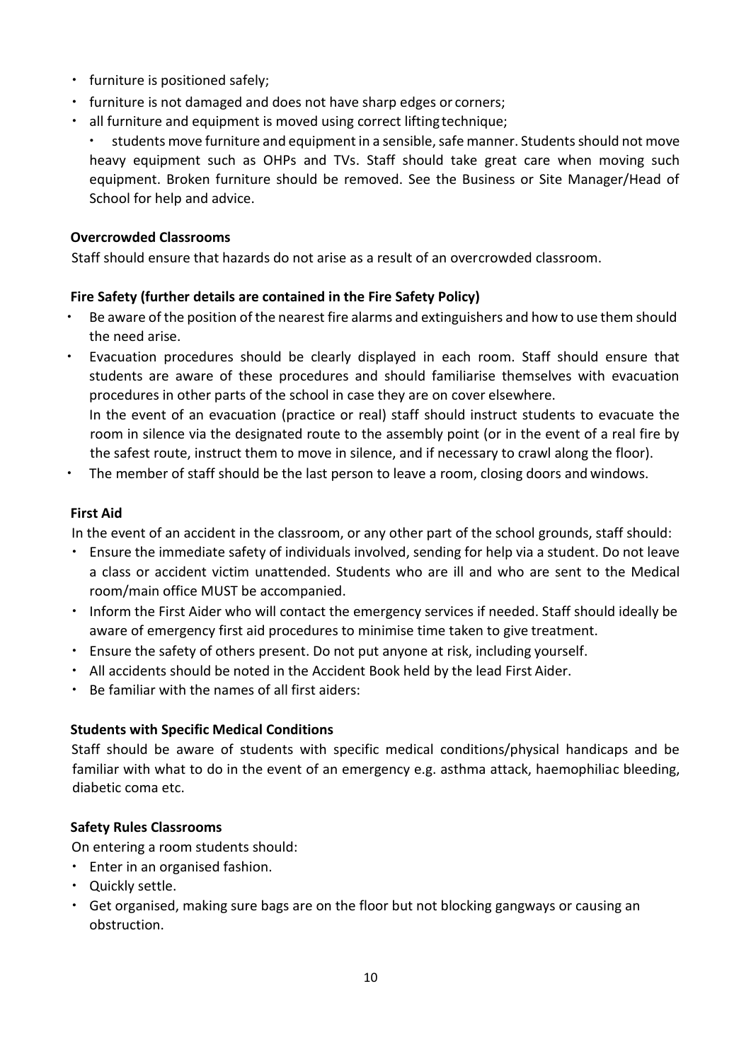- furniture is positioned safely;
- furniture is not damaged and does not have sharp edges or corners;
- all furniture and equipment is moved using correct lifting technique;
  - students move furniture and equipment in a sensible, safe manner. Students should not move heavy equipment such as OHPs and TVs. Staff should take great care when moving such equipment. Broken furniture should be removed. See the Business or Site Manager/Head of School for help and advice.

**Overcrowded Classrooms**

Staff should ensure that hazards do not arise as a result of an overcrowded classroom.

**Fire Safety (further details are contained in the Fire Safety Policy)**

- Be aware of the position of the nearest fire alarms and extinguishers and how to use them should the need arise.
- Evacuation procedures should be clearly displayed in each room. Staff should ensure that students are aware of these procedures and should familiarise themselves with evacuation procedures in other parts of the school in case they are on cover elsewhere.
  In the event of an evacuation (practice or real) staff should instruct students to evacuate the room in silence via the designated route to the assembly point (or in the event of a real fire by the safest route, instruct them to move in silence, and if necessary to crawl along the floor).
- The member of staff should be the last person to leave a room, closing doors and windows.

**First Aid**

In the event of an accident in the classroom, or any other part of the school grounds, staff should:

- Ensure the immediate safety of individuals involved, sending for help via a student. Do not leave a class or accident victim unattended. Students who are ill and who are sent to the Medical room/main office MUST be accompanied.
- Inform the First Aider who will contact the emergency services if needed. Staff should ideally be aware of emergency first aid procedures to minimise time taken to give treatment.
- Ensure the safety of others present. Do not put anyone at risk, including yourself.
- All accidents should be noted in the Accident Book held by the lead First Aider.
- Be familiar with the names of all first aiders:

**Students with Specific Medical Conditions**

Staff should be aware of students with specific medical conditions/physical handicaps and be familiar with what to do in the event of an emergency e.g. asthma attack, haemophiliac bleeding, diabetic coma etc.

**Safety Rules Classrooms**

On entering a room students should:

- Enter in an organised fashion.
- Quickly settle.
- Get organised, making sure bags are on the floor but not blocking gangways or causing an obstruction.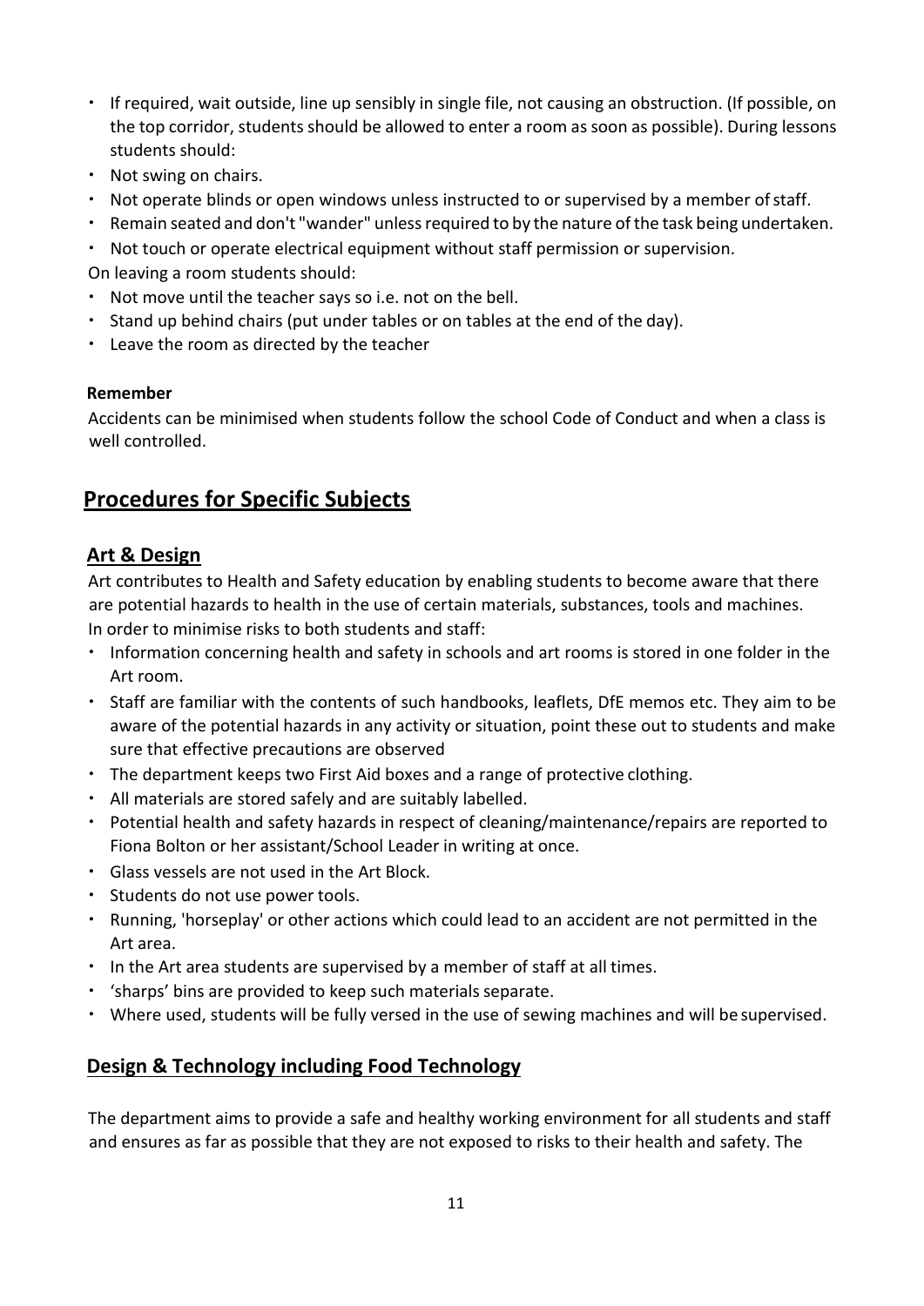- If required, wait outside, line up sensibly in single file, not causing an obstruction. (If possible, on the top corridor, students should be allowed to enter a room as soon as possible). During lessons students should:
- Not swing on chairs.
- Not operate blinds or open windows unless instructed to or supervised by a member of staff.
- Remain seated and don't "wander" unless required to by the nature of the task being undertaken.
- Not touch or operate electrical equipment without staff permission or supervision.

On leaving a room students should:

- Not move until the teacher says so i.e. not on the bell.
- Stand up behind chairs (put under tables or on tables at the end of the day).
- Leave the room as directed by the teacher

**Remember**

Accidents can be minimised when students follow the school Code of Conduct and when a class is well controlled.

## Procedures for Specific Subjects

### Art & Design

Art contributes to Health and Safety education by enabling students to become aware that there are potential hazards to health in the use of certain materials, substances, tools and machines. In order to minimise risks to both students and staff:

- Information concerning health and safety in schools and art rooms is stored in one folder in the Art room.
- Staff are familiar with the contents of such handbooks, leaflets, DfE memos etc. They aim to be aware of the potential hazards in any activity or situation, point these out to students and make sure that effective precautions are observed
- The department keeps two First Aid boxes and a range of protective clothing.
- All materials are stored safely and are suitably labelled.
- Potential health and safety hazards in respect of cleaning/maintenance/repairs are reported to Fiona Bolton or her assistant/School Leader in writing at once.
- Glass vessels are not used in the Art Block.
- Students do not use power tools.
- Running, 'horseplay' or other actions which could lead to an accident are not permitted in the Art area.
- In the Art area students are supervised by a member of staff at all times.
- 'sharps' bins are provided to keep such materials separate.
- Where used, students will be fully versed in the use of sewing machines and will be supervised.

### Design & Technology including Food Technology

The department aims to provide a safe and healthy working environment for all students and staff and ensures as far as possible that they are not exposed to risks to their health and safety. The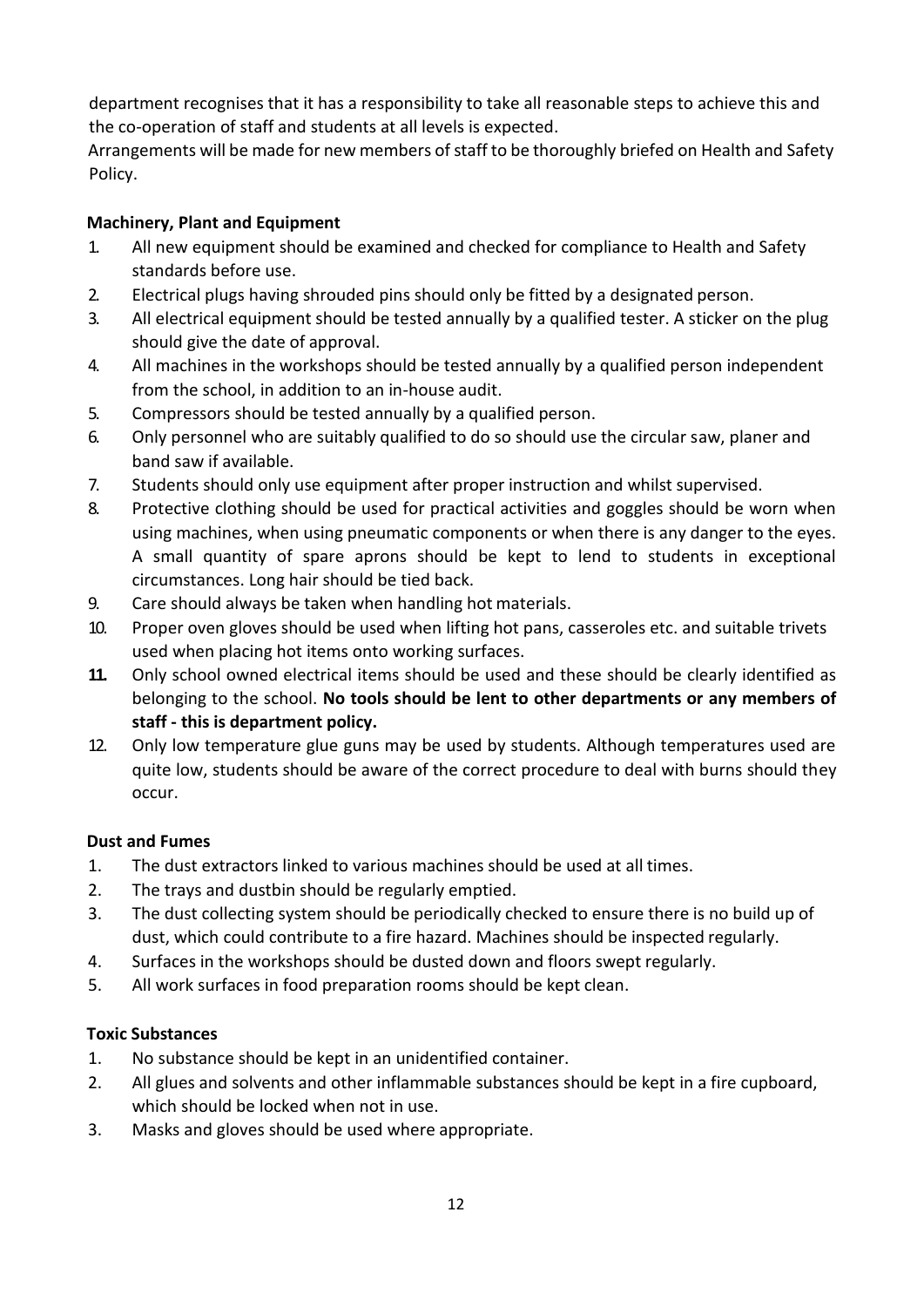department recognises that it has a responsibility to take all reasonable steps to achieve this and the co-operation of staff and students at all levels is expected.
Arrangements will be made for new members of staff to be thoroughly briefed on Health and Safety Policy.

**Machinery, Plant and Equipment**

1. All new equipment should be examined and checked for compliance to Health and Safety standards before use.
2. Electrical plugs having shrouded pins should only be fitted by a designated person.
3. All electrical equipment should be tested annually by a qualified tester. A sticker on the plug should give the date of approval.
4. All machines in the workshops should be tested annually by a qualified person independent from the school, in addition to an in-house audit.
5. Compressors should be tested annually by a qualified person.
6. Only personnel who are suitably qualified to do so should use the circular saw, planer and band saw if available.
7. Students should only use equipment after proper instruction and whilst supervised.
8. Protective clothing should be used for practical activities and goggles should be worn when using machines, when using pneumatic components or when there is any danger to the eyes. A small quantity of spare aprons should be kept to lend to students in exceptional circumstances. Long hair should be tied back.
9. Care should always be taken when handling hot materials.
10. Proper oven gloves should be used when lifting hot pans, casseroles etc. and suitable trivets used when placing hot items onto working surfaces.
11. Only school owned electrical items should be used and these should be clearly identified as belonging to the school. **No tools should be lent to other departments or any members of staff - this is department policy.**
12. Only low temperature glue guns may be used by students. Although temperatures used are quite low, students should be aware of the correct procedure to deal with burns should they occur.

**Dust and Fumes**

1. The dust extractors linked to various machines should be used at all times.
2. The trays and dustbin should be regularly emptied.
3. The dust collecting system should be periodically checked to ensure there is no build up of dust, which could contribute to a fire hazard. Machines should be inspected regularly.
4. Surfaces in the workshops should be dusted down and floors swept regularly.
5. All work surfaces in food preparation rooms should be kept clean.

**Toxic Substances**

1. No substance should be kept in an unidentified container.
2. All glues and solvents and other inflammable substances should be kept in a fire cupboard, which should be locked when not in use.
3. Masks and gloves should be used where appropriate.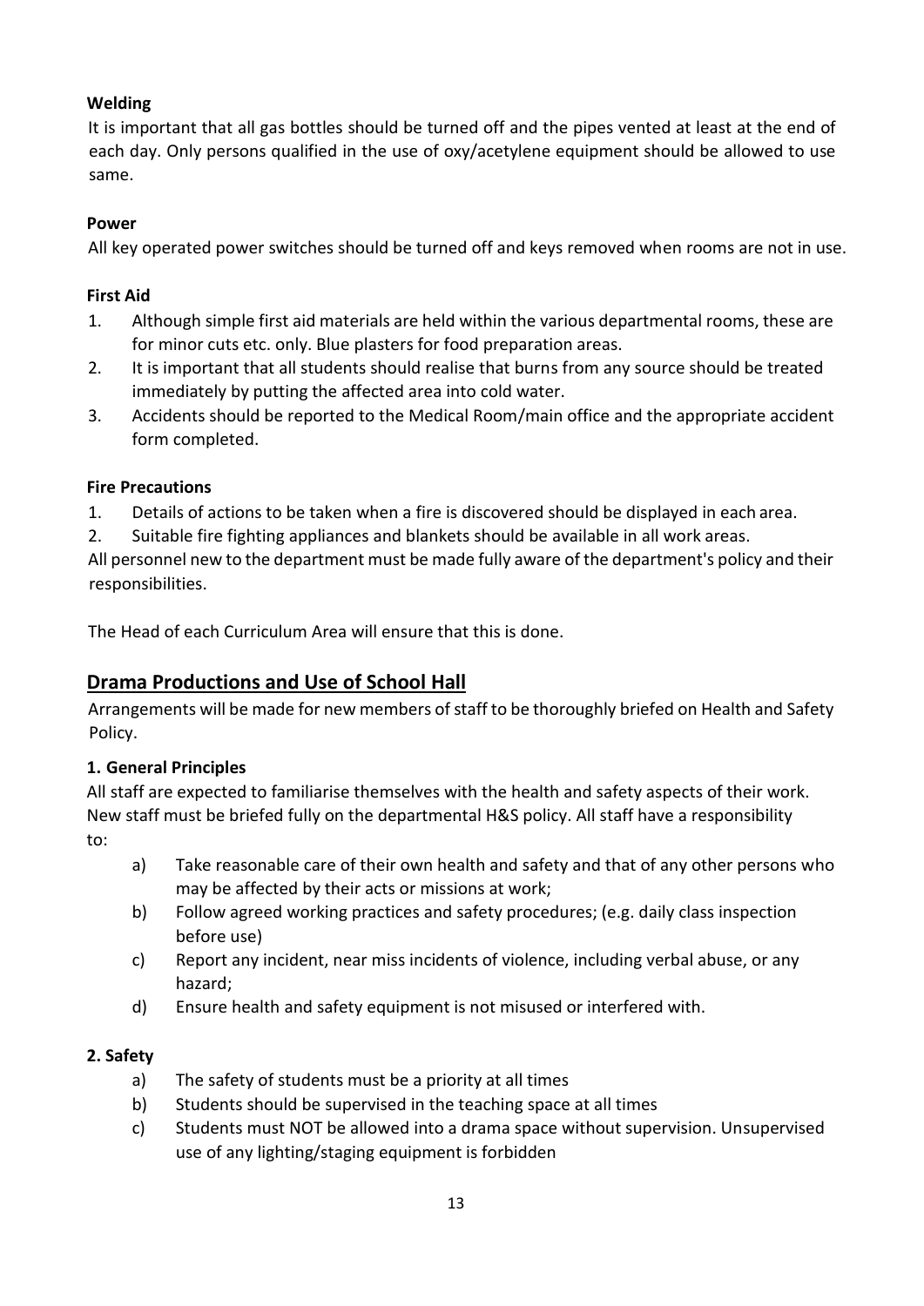**Welding**

It is important that all gas bottles should be turned off and the pipes vented at least at the end of each day. Only persons qualified in the use of oxy/acetylene equipment should be allowed to use same.

**Power**

All key operated power switches should be turned off and keys removed when rooms are not in use.

**First Aid**

1. Although simple first aid materials are held within the various departmental rooms, these are for minor cuts etc. only. Blue plasters for food preparation areas.
2. It is important that all students should realise that burns from any source should be treated immediately by putting the affected area into cold water.
3. Accidents should be reported to the Medical Room/main office and the appropriate accident form completed.

**Fire Precautions**

1. Details of actions to be taken when a fire is discovered should be displayed in each area.
2. Suitable fire fighting appliances and blankets should be available in all work areas.

All personnel new to the department must be made fully aware of the department's policy and their responsibilities.

The Head of each Curriculum Area will ensure that this is done.

## Drama Productions and Use of School Hall

Arrangements will be made for new members of staff to be thoroughly briefed on Health and Safety Policy.

**1. General Principles**

All staff are expected to familiarise themselves with the health and safety aspects of their work. New staff must be briefed fully on the departmental H&S policy. All staff have a responsibility to:

a) Take reasonable care of their own health and safety and that of any other persons who may be affected by their acts or missions at work;
b) Follow agreed working practices and safety procedures; (e.g. daily class inspection before use)
c) Report any incident, near miss incidents of violence, including verbal abuse, or any hazard;
d) Ensure health and safety equipment is not misused or interfered with.

**2. Safety**

a) The safety of students must be a priority at all times
b) Students should be supervised in the teaching space at all times
c) Students must NOT be allowed into a drama space without supervision. Unsupervised use of any lighting/staging equipment is forbidden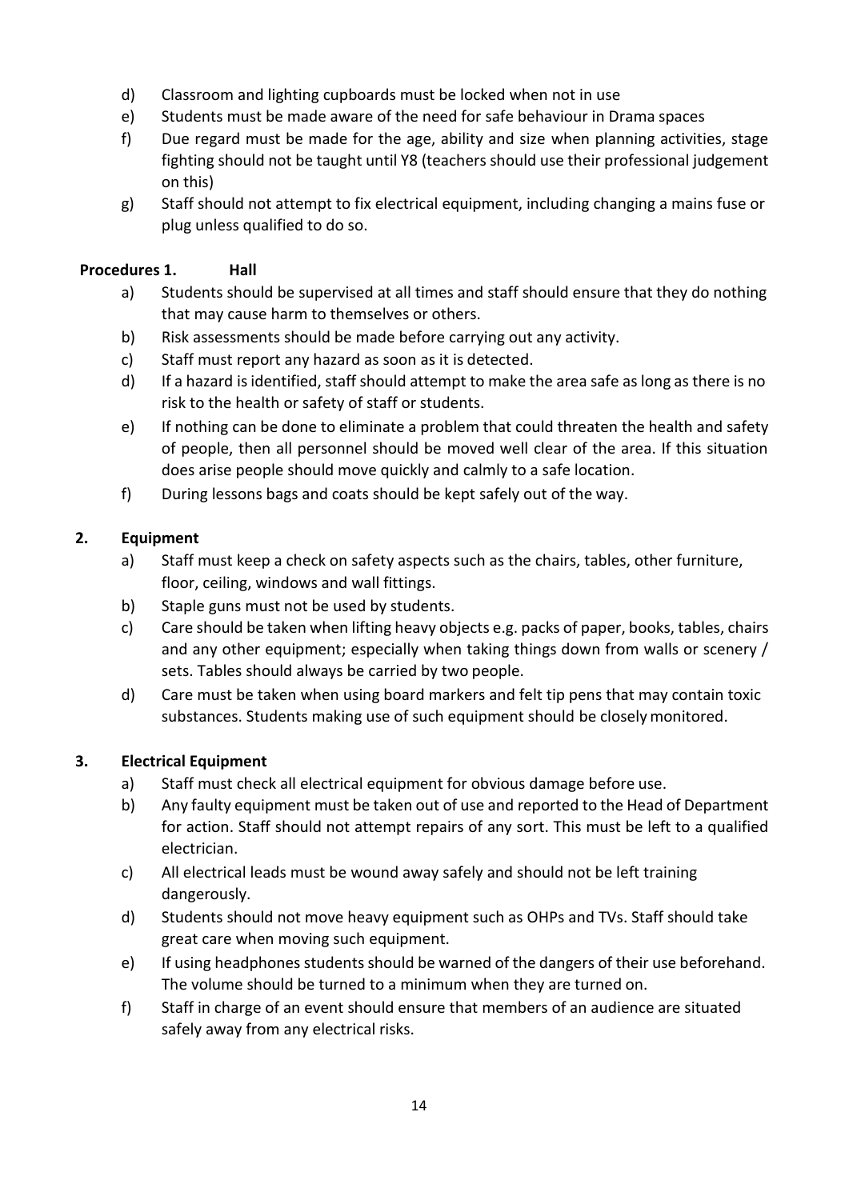d) Classroom and lighting cupboards must be locked when not in use

e) Students must be made aware of the need for safe behaviour in Drama spaces

f) Due regard must be made for the age, ability and size when planning activities, stage fighting should not be taught until Y8 (teachers should use their professional judgement on this)

g) Staff should not attempt to fix electrical equipment, including changing a mains fuse or plug unless qualified to do so.

**Procedures 1. Hall**

a) Students should be supervised at all times and staff should ensure that they do nothing that may cause harm to themselves or others.

b) Risk assessments should be made before carrying out any activity.

c) Staff must report any hazard as soon as it is detected.

d) If a hazard is identified, staff should attempt to make the area safe as long as there is no risk to the health or safety of staff or students.

e) If nothing can be done to eliminate a problem that could threaten the health and safety of people, then all personnel should be moved well clear of the area. If this situation does arise people should move quickly and calmly to a safe location.

f) During lessons bags and coats should be kept safely out of the way.

**2. Equipment**

a) Staff must keep a check on safety aspects such as the chairs, tables, other furniture, floor, ceiling, windows and wall fittings.

b) Staple guns must not be used by students.

c) Care should be taken when lifting heavy objects e.g. packs of paper, books, tables, chairs and any other equipment; especially when taking things down from walls or scenery / sets. Tables should always be carried by two people.

d) Care must be taken when using board markers and felt tip pens that may contain toxic substances. Students making use of such equipment should be closely monitored.

**3. Electrical Equipment**

a) Staff must check all electrical equipment for obvious damage before use.

b) Any faulty equipment must be taken out of use and reported to the Head of Department for action. Staff should not attempt repairs of any sort. This must be left to a qualified electrician.

c) All electrical leads must be wound away safely and should not be left training dangerously.

d) Students should not move heavy equipment such as OHPs and TVs. Staff should take great care when moving such equipment.

e) If using headphones students should be warned of the dangers of their use beforehand. The volume should be turned to a minimum when they are turned on.

f) Staff in charge of an event should ensure that members of an audience are situated safely away from any electrical risks.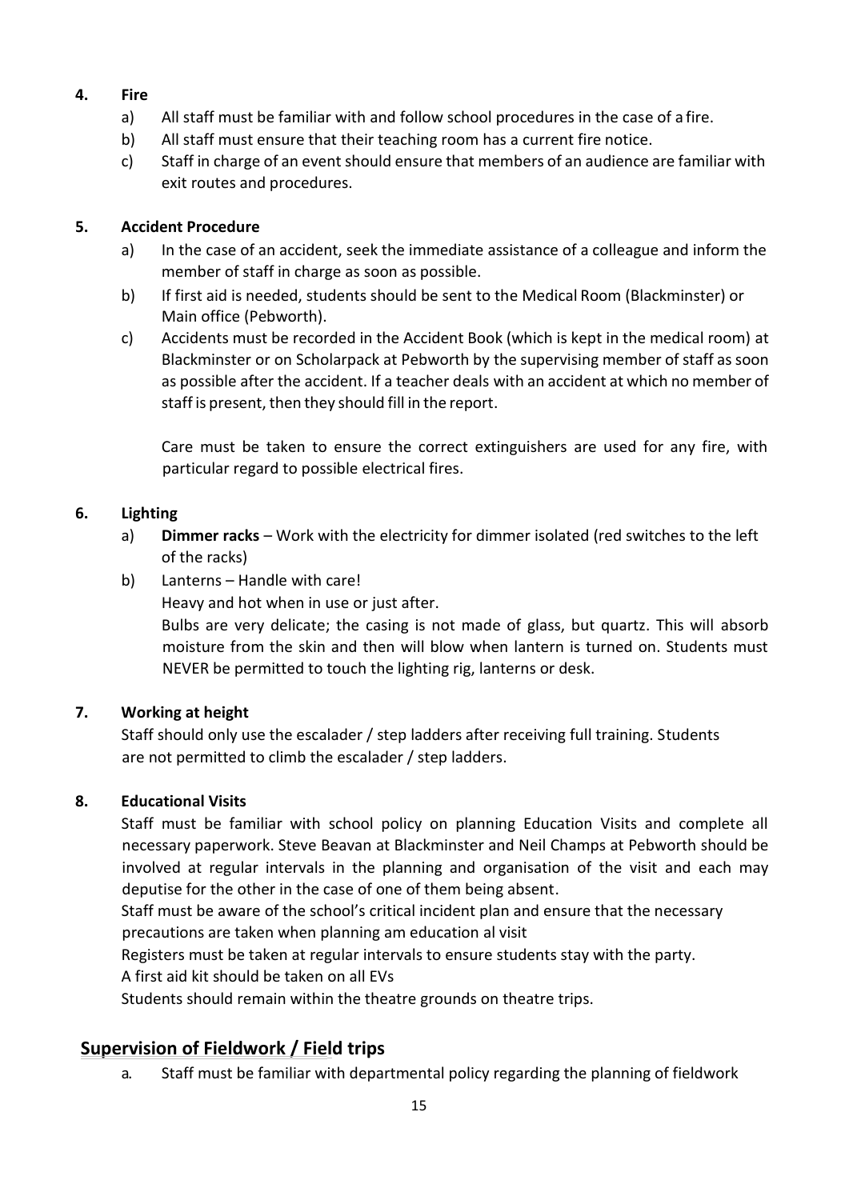**4. Fire**

a) All staff must be familiar with and follow school procedures in the case of a fire.

b) All staff must ensure that their teaching room has a current fire notice.

c) Staff in charge of an event should ensure that members of an audience are familiar with exit routes and procedures.

**5. Accident Procedure**

a) In the case of an accident, seek the immediate assistance of a colleague and inform the member of staff in charge as soon as possible.

b) If first aid is needed, students should be sent to the Medical Room (Blackminster) or Main office (Pebworth).

c) Accidents must be recorded in the Accident Book (which is kept in the medical room) at Blackminster or on Scholarpack at Pebworth by the supervising member of staff as soon as possible after the accident. If a teacher deals with an accident at which no member of staff is present, then they should fill in the report.

Care must be taken to ensure the correct extinguishers are used for any fire, with particular regard to possible electrical fires.

**6. Lighting**

a) **Dimmer racks** – Work with the electricity for dimmer isolated (red switches to the left of the racks)

b) Lanterns – Handle with care!
Heavy and hot when in use or just after.
Bulbs are very delicate; the casing is not made of glass, but quartz. This will absorb moisture from the skin and then will blow when lantern is turned on. Students must NEVER be permitted to touch the lighting rig, lanterns or desk.

**7. Working at height**

Staff should only use the escalader / step ladders after receiving full training. Students are not permitted to climb the escalader / step ladders.

**8. Educational Visits**

Staff must be familiar with school policy on planning Education Visits and complete all necessary paperwork. Steve Beavan at Blackminster and Neil Champs at Pebworth should be involved at regular intervals in the planning and organisation of the visit and each may deputise for the other in the case of one of them being absent.

Staff must be aware of the school's critical incident plan and ensure that the necessary precautions are taken when planning am education al visit

Registers must be taken at regular intervals to ensure students stay with the party.

A first aid kit should be taken on all EVs

Students should remain within the theatre grounds on theatre trips.

## Supervision of Fieldwork / Field trips

a. Staff must be familiar with departmental policy regarding the planning of fieldwork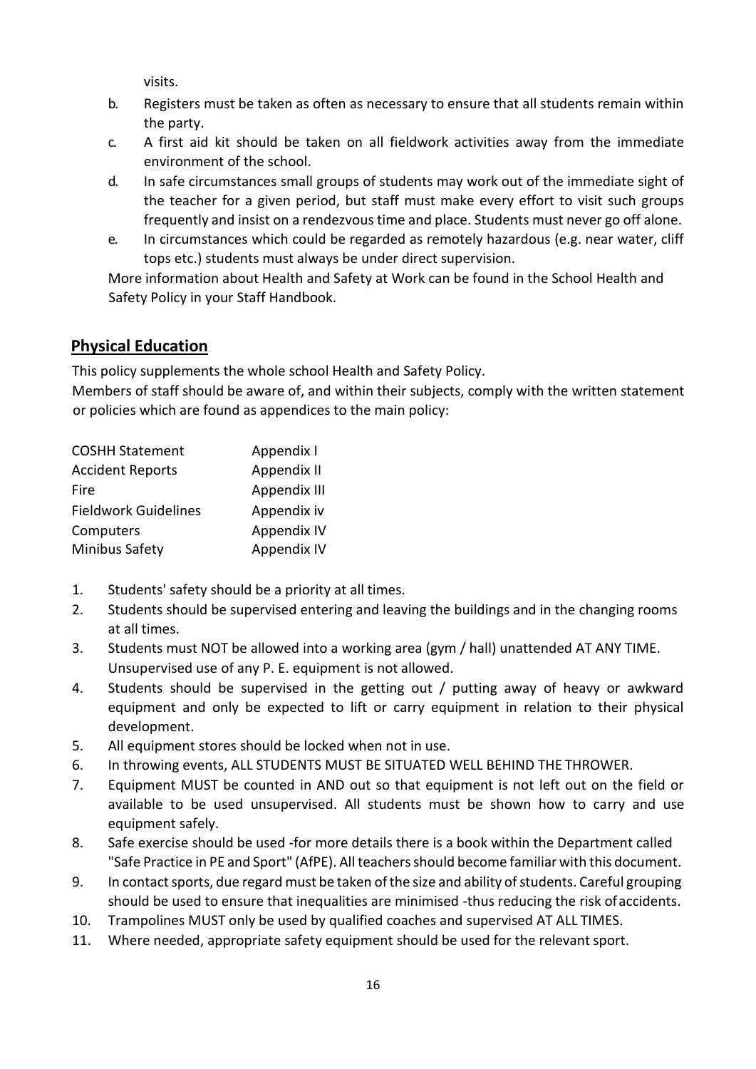visits.

b. Registers must be taken as often as necessary to ensure that all students remain within the party.
c. A first aid kit should be taken on all fieldwork activities away from the immediate environment of the school.
d. In safe circumstances small groups of students may work out of the immediate sight of the teacher for a given period, but staff must make every effort to visit such groups frequently and insist on a rendezvous time and place. Students must never go off alone.
e. In circumstances which could be regarded as remotely hazardous (e.g. near water, cliff tops etc.) students must always be under direct supervision.

More information about Health and Safety at Work can be found in the School Health and Safety Policy in your Staff Handbook.

## Physical Education

This policy supplements the whole school Health and Safety Policy.

Members of staff should be aware of, and within their subjects, comply with the written statement or policies which are found as appendices to the main policy:

| | |
|---|---|
| COSHH Statement | Appendix I |
| Accident Reports | Appendix II |
| Fire | Appendix III |
| Fieldwork Guidelines | Appendix iv |
| Computers | Appendix IV |
| Minibus Safety | Appendix IV |

1. Students' safety should be a priority at all times.
2. Students should be supervised entering and leaving the buildings and in the changing rooms at all times.
3. Students must NOT be allowed into a working area (gym / hall) unattended AT ANY TIME. Unsupervised use of any P. E. equipment is not allowed.
4. Students should be supervised in the getting out / putting away of heavy or awkward equipment and only be expected to lift or carry equipment in relation to their physical development.
5. All equipment stores should be locked when not in use.
6. In throwing events, ALL STUDENTS MUST BE SITUATED WELL BEHIND THE THROWER.
7. Equipment MUST be counted in AND out so that equipment is not left out on the field or available to be used unsupervised. All students must be shown how to carry and use equipment safely.
8. Safe exercise should be used -for more details there is a book within the Department called "Safe Practice in PE and Sport" (AfPE). All teachers should become familiar with this document.
9. In contact sports, due regard must be taken of the size and ability of students. Careful grouping should be used to ensure that inequalities are minimised -thus reducing the risk of accidents.
10. Trampolines MUST only be used by qualified coaches and supervised AT ALL TIMES.
11. Where needed, appropriate safety equipment should be used for the relevant sport.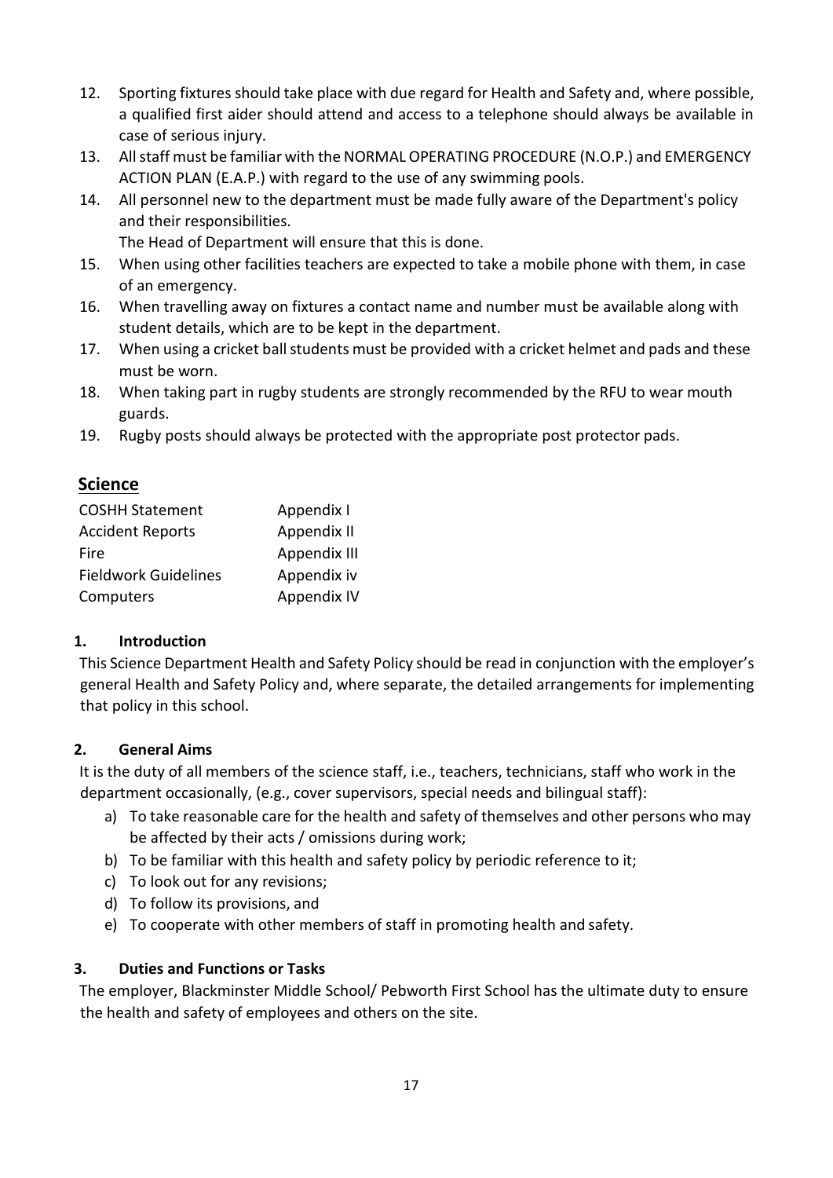12. Sporting fixtures should take place with due regard for Health and Safety and, where possible, a qualified first aider should attend and access to a telephone should always be available in case of serious injury.
13. All staff must be familiar with the NORMAL OPERATING PROCEDURE (N.O.P.) and EMERGENCY ACTION PLAN (E.A.P.) with regard to the use of any swimming pools.
14. All personnel new to the department must be made fully aware of the Department's policy and their responsibilities.
    The Head of Department will ensure that this is done.
15. When using other facilities teachers are expected to take a mobile phone with them, in case of an emergency.
16. When travelling away on fixtures a contact name and number must be available along with student details, which are to be kept in the department.
17. When using a cricket ball students must be provided with a cricket helmet and pads and these must be worn.
18. When taking part in rugby students are strongly recommended by the RFU to wear mouth guards.
19. Rugby posts should always be protected with the appropriate post protector pads.

## Science

| | |
|---|---|
| COSHH Statement | Appendix I |
| Accident Reports | Appendix II |
| Fire | Appendix III |
| Fieldwork Guidelines | Appendix iv |
| Computers | Appendix IV |

### 1. Introduction

This Science Department Health and Safety Policy should be read in conjunction with the employer's general Health and Safety Policy and, where separate, the detailed arrangements for implementing that policy in this school.

### 2. General Aims

It is the duty of all members of the science staff, i.e., teachers, technicians, staff who work in the department occasionally, (e.g., cover supervisors, special needs and bilingual staff):

a) To take reasonable care for the health and safety of themselves and other persons who may be affected by their acts / omissions during work;
b) To be familiar with this health and safety policy by periodic reference to it;
c) To look out for any revisions;
d) To follow its provisions, and
e) To cooperate with other members of staff in promoting health and safety.

### 3. Duties and Functions or Tasks

The employer, Blackminster Middle School/ Pebworth First School has the ultimate duty to ensure the health and safety of employees and others on the site.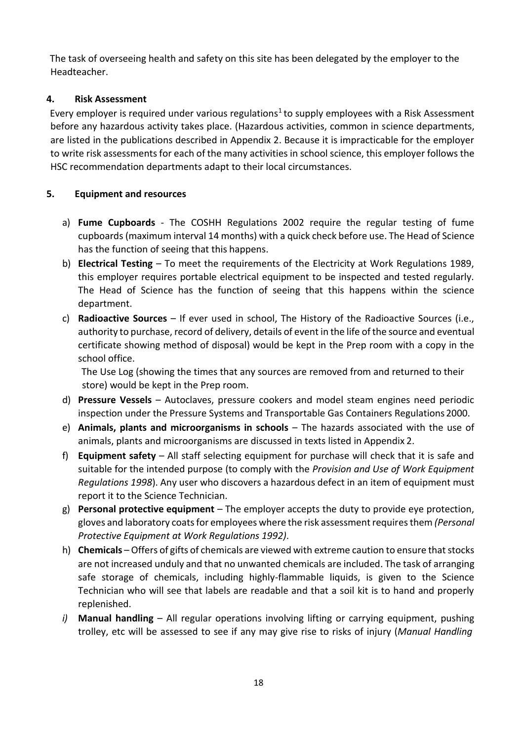The task of overseeing health and safety on this site has been delegated by the employer to the Headteacher.

## 4. Risk Assessment

Every employer is required under various regulations[1] to supply employees with a Risk Assessment before any hazardous activity takes place. (Hazardous activities, common in science departments, are listed in the publications described in Appendix 2. Because it is impracticable for the employer to write risk assessments for each of the many activities in school science, this employer follows the HSC recommendation departments adapt to their local circumstances.

## 5. Equipment and resources

a) **Fume Cupboards** - The COSHH Regulations 2002 require the regular testing of fume cupboards (maximum interval 14 months) with a quick check before use. The Head of Science has the function of seeing that this happens.

b) **Electrical Testing** – To meet the requirements of the Electricity at Work Regulations 1989, this employer requires portable electrical equipment to be inspected and tested regularly. The Head of Science has the function of seeing that this happens within the science department.

c) **Radioactive Sources** – If ever used in school, The History of the Radioactive Sources (i.e., authority to purchase, record of delivery, details of event in the life of the source and eventual certificate showing method of disposal) would be kept in the Prep room with a copy in the school office.

   The Use Log (showing the times that any sources are removed from and returned to their store) would be kept in the Prep room.

d) **Pressure Vessels** – Autoclaves, pressure cookers and model steam engines need periodic inspection under the Pressure Systems and Transportable Gas Containers Regulations 2000.

e) **Animals, plants and microorganisms in schools** – The hazards associated with the use of animals, plants and microorganisms are discussed in texts listed in Appendix 2.

f) **Equipment safety** – All staff selecting equipment for purchase will check that it is safe and suitable for the intended purpose (to comply with the *Provision and Use of Work Equipment Regulations 1998*). Any user who discovers a hazardous defect in an item of equipment must report it to the Science Technician.

g) **Personal protective equipment** – The employer accepts the duty to provide eye protection, gloves and laboratory coats for employees where the risk assessment requires them *(Personal Protective Equipment at Work Regulations 1992)*.

h) **Chemicals** – Offers of gifts of chemicals are viewed with extreme caution to ensure that stocks are not increased unduly and that no unwanted chemicals are included. The task of arranging safe storage of chemicals, including highly-flammable liquids, is given to the Science Technician who will see that labels are readable and that a soil kit is to hand and properly replenished.

*i)* **Manual handling** – All regular operations involving lifting or carrying equipment, pushing trolley, etc will be assessed to see if any may give rise to risks of injury (*Manual Handling*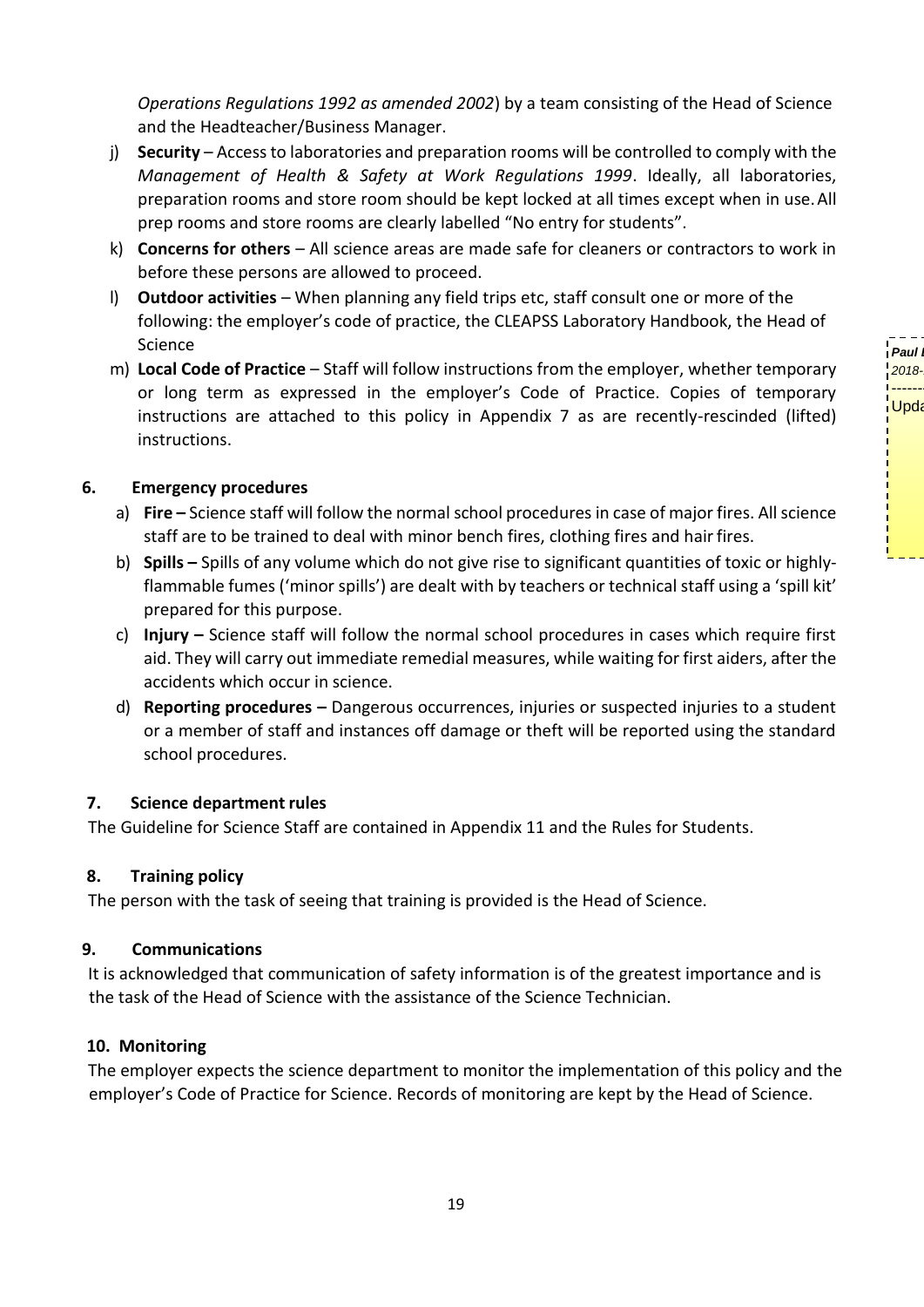*Operations Regulations 1992 as amended 2002*) by a team consisting of the Head of Science and the Headteacher/Business Manager.

j) **Security** – Access to laboratories and preparation rooms will be controlled to comply with the *Management of Health & Safety at Work Regulations 1999*. Ideally, all laboratories, preparation rooms and store room should be kept locked at all times except when in use. All prep rooms and store rooms are clearly labelled "No entry for students".

k) **Concerns for others** – All science areas are made safe for cleaners or contractors to work in before these persons are allowed to proceed.

l) **Outdoor activities** – When planning any field trips etc, staff consult one or more of the following: the employer's code of practice, the CLEAPSS Laboratory Handbook, the Head of Science

m) **Local Code of Practice** – Staff will follow instructions from the employer, whether temporary or long term as expressed in the employer's Code of Practice. Copies of temporary instructions are attached to this policy in Appendix 7 as are recently-rescinded (lifted) instructions.

## 6. Emergency procedures

a) **Fire –** Science staff will follow the normal school procedures in case of major fires. All science staff are to be trained to deal with minor bench fires, clothing fires and hair fires.

b) **Spills –** Spills of any volume which do not give rise to significant quantities of toxic or highly-flammable fumes ('minor spills') are dealt with by teachers or technical staff using a 'spill kit' prepared for this purpose.

c) **Injury –** Science staff will follow the normal school procedures in cases which require first aid. They will carry out immediate remedial measures, while waiting for first aiders, after the accidents which occur in science.

d) **Reporting procedures –** Dangerous occurrences, injuries or suspected injuries to a student or a member of staff and instances off damage or theft will be reported using the standard school procedures.

## 7. Science department rules

The Guideline for Science Staff are contained in Appendix 11 and the Rules for Students.

## 8. Training policy

The person with the task of seeing that training is provided is the Head of Science.

## 9. Communications

It is acknowledged that communication of safety information is of the greatest importance and is the task of the Head of Science with the assistance of the Science Technician.

## 10. Monitoring

The employer expects the science department to monitor the implementation of this policy and the employer's Code of Practice for Science. Records of monitoring are kept by the Head of Science.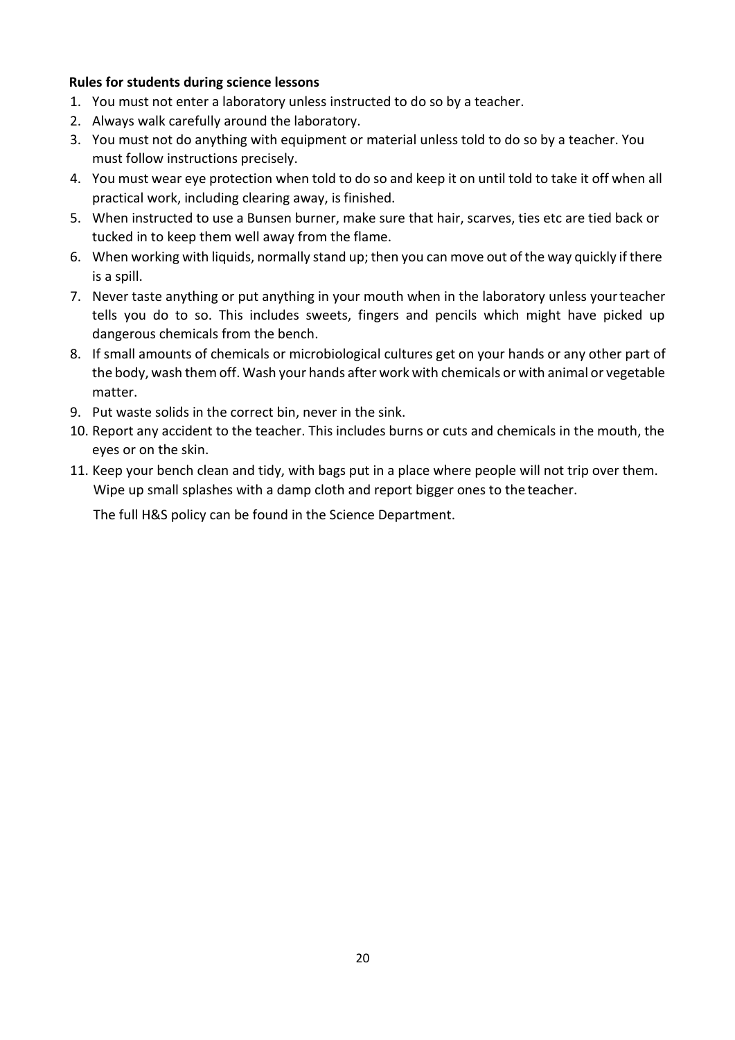**Rules for students during science lessons**

1. You must not enter a laboratory unless instructed to do so by a teacher.
2. Always walk carefully around the laboratory.
3. You must not do anything with equipment or material unless told to do so by a teacher. You must follow instructions precisely.
4. You must wear eye protection when told to do so and keep it on until told to take it off when all practical work, including clearing away, is finished.
5. When instructed to use a Bunsen burner, make sure that hair, scarves, ties etc are tied back or tucked in to keep them well away from the flame.
6. When working with liquids, normally stand up; then you can move out of the way quickly if there is a spill.
7. Never taste anything or put anything in your mouth when in the laboratory unless your teacher tells you do to so. This includes sweets, fingers and pencils which might have picked up dangerous chemicals from the bench.
8. If small amounts of chemicals or microbiological cultures get on your hands or any other part of the body, wash them off. Wash your hands after work with chemicals or with animal or vegetable matter.
9. Put waste solids in the correct bin, never in the sink.
10. Report any accident to the teacher. This includes burns or cuts and chemicals in the mouth, the eyes or on the skin.
11. Keep your bench clean and tidy, with bags put in a place where people will not trip over them. Wipe up small splashes with a damp cloth and report bigger ones to the teacher.

The full H&S policy can be found in the Science Department.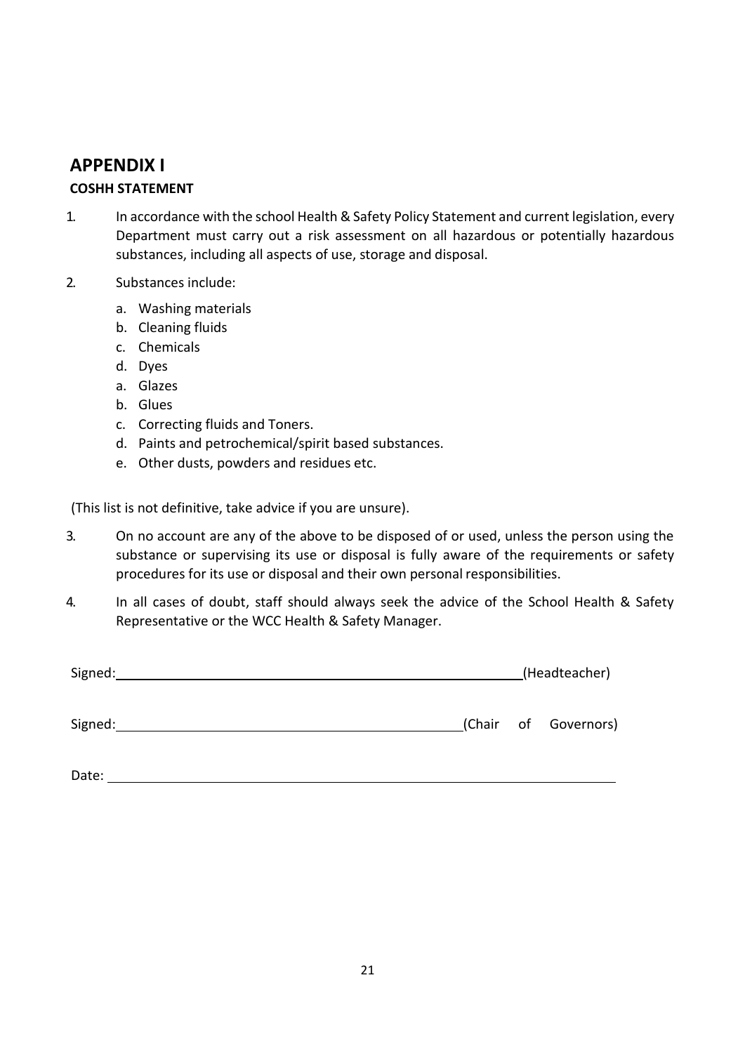## APPENDIX I

**COSHH STATEMENT**

1. In accordance with the school Health & Safety Policy Statement and current legislation, every Department must carry out a risk assessment on all hazardous or potentially hazardous substances, including all aspects of use, storage and disposal.

2. Substances include:

   a. Washing materials
   b. Cleaning fluids
   c. Chemicals
   d. Dyes
   a. Glazes
   b. Glues
   c. Correcting fluids and Toners.
   d. Paints and petrochemical/spirit based substances.
   e. Other dusts, powders and residues etc.

(This list is not definitive, take advice if you are unsure).

3. On no account are any of the above to be disposed of or used, unless the person using the substance or supervising its use or disposal is fully aware of the requirements or safety procedures for its use or disposal and their own personal responsibilities.

4. In all cases of doubt, staff should always seek the advice of the School Health & Safety Representative or the WCC Health & Safety Manager.

Signed:\_\_\_\_\_\_\_\_\_\_\_\_\_\_\_\_\_\_\_\_\_\_\_\_\_\_\_\_\_\_\_\_\_\_\_\_\_\_\_\_ (Headteacher)

Signed:\_\_\_\_\_\_\_\_\_\_\_\_\_\_\_\_\_\_\_\_\_\_\_\_\_\_\_\_\_\_\_\_\_\_\_\_\_\_\_\_ (Chair of Governors)

Date: \_\_\_\_\_\_\_\_\_\_\_\_\_\_\_\_\_\_\_\_\_\_\_\_\_\_\_\_\_\_\_\_\_\_\_\_\_\_\_\_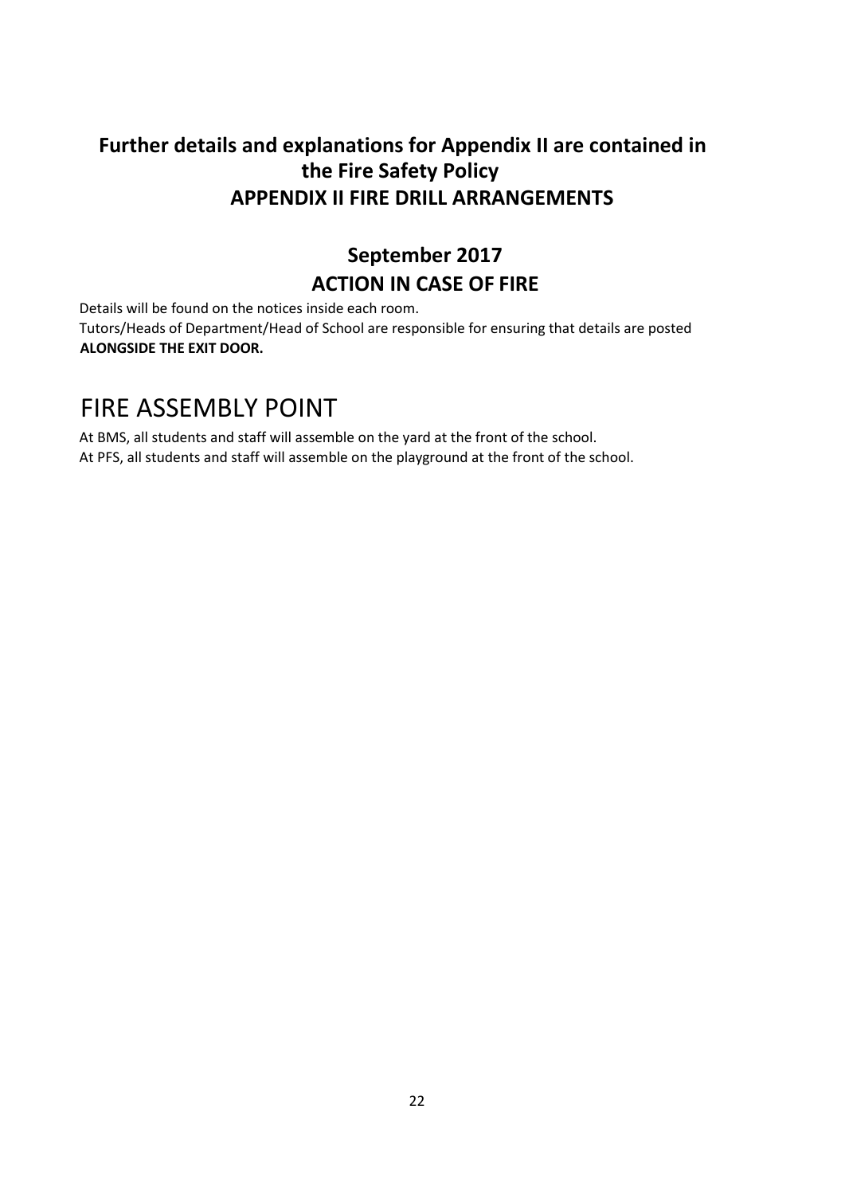## Further details and explanations for Appendix II are contained in the Fire Safety Policy

## APPENDIX II FIRE DRILL ARRANGEMENTS

## September 2017

## ACTION IN CASE OF FIRE

Details will be found on the notices inside each room.

Tutors/Heads of Department/Head of School are responsible for ensuring that details are posted **ALONGSIDE THE EXIT DOOR.**

# FIRE ASSEMBLY POINT

At BMS, all students and staff will assemble on the yard at the front of the school.

At PFS, all students and staff will assemble on the playground at the front of the school.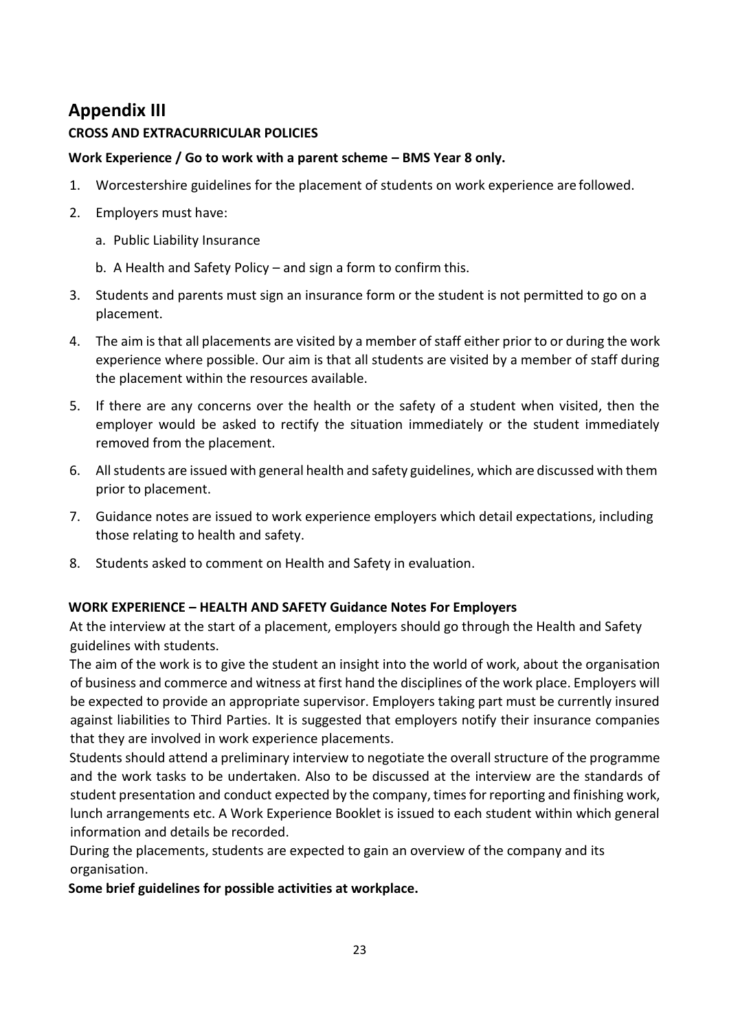## Appendix III

**CROSS AND EXTRACURRICULAR POLICIES**

**Work Experience / Go to work with a parent scheme – BMS Year 8 only.**

1. Worcestershire guidelines for the placement of students on work experience are followed.
2. Employers must have:
   a. Public Liability Insurance
   b. A Health and Safety Policy – and sign a form to confirm this.
3. Students and parents must sign an insurance form or the student is not permitted to go on a placement.
4. The aim is that all placements are visited by a member of staff either prior to or during the work experience where possible. Our aim is that all students are visited by a member of staff during the placement within the resources available.
5. If there are any concerns over the health or the safety of a student when visited, then the employer would be asked to rectify the situation immediately or the student immediately removed from the placement.
6. All students are issued with general health and safety guidelines, which are discussed with them prior to placement.
7. Guidance notes are issued to work experience employers which detail expectations, including those relating to health and safety.
8. Students asked to comment on Health and Safety in evaluation.

**WORK EXPERIENCE – HEALTH AND SAFETY Guidance Notes For Employers**

At the interview at the start of a placement, employers should go through the Health and Safety guidelines with students.

The aim of the work is to give the student an insight into the world of work, about the organisation of business and commerce and witness at first hand the disciplines of the work place. Employers will be expected to provide an appropriate supervisor. Employers taking part must be currently insured against liabilities to Third Parties. It is suggested that employers notify their insurance companies that they are involved in work experience placements.

Students should attend a preliminary interview to negotiate the overall structure of the programme and the work tasks to be undertaken. Also to be discussed at the interview are the standards of student presentation and conduct expected by the company, times for reporting and finishing work, lunch arrangements etc. A Work Experience Booklet is issued to each student within which general information and details be recorded.

During the placements, students are expected to gain an overview of the company and its organisation.

**Some brief guidelines for possible activities at workplace.**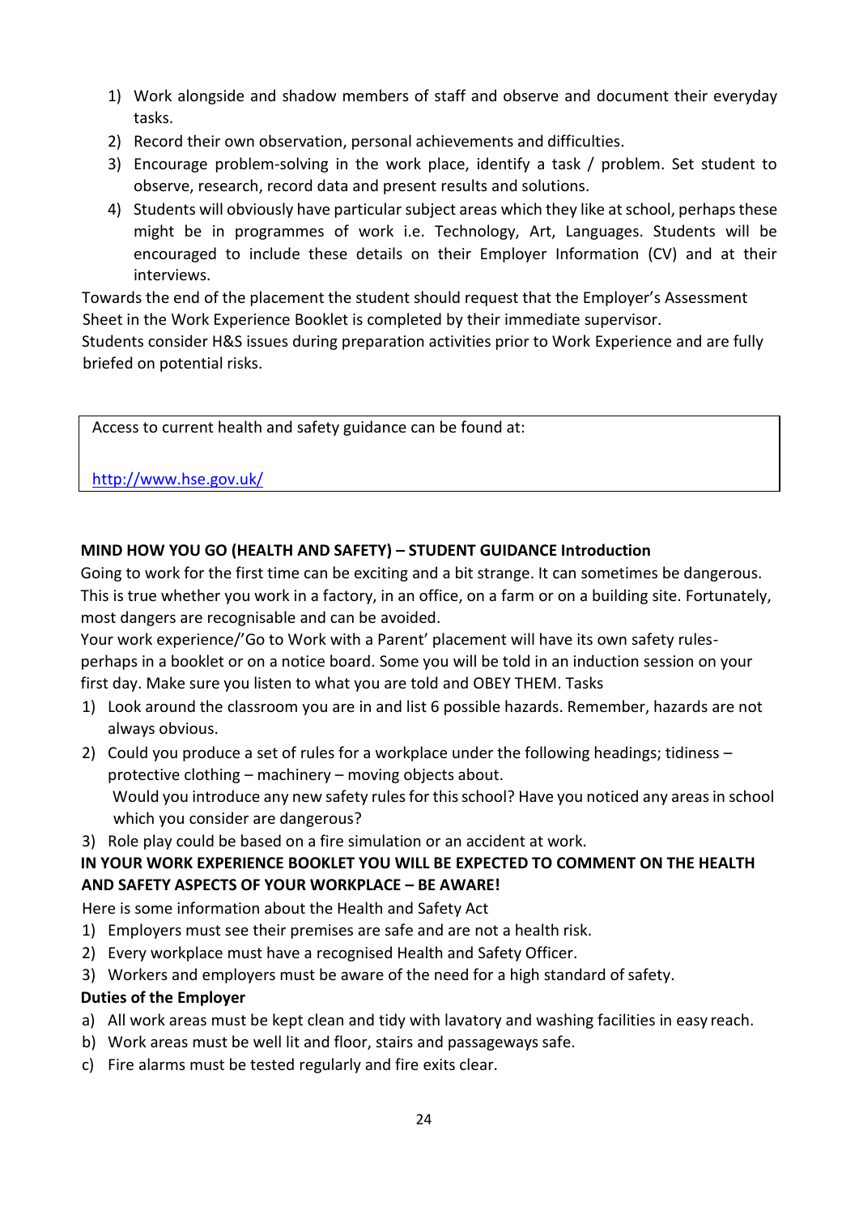1) Work alongside and shadow members of staff and observe and document their everyday tasks.
2) Record their own observation, personal achievements and difficulties.
3) Encourage problem-solving in the work place, identify a task / problem. Set student to observe, research, record data and present results and solutions.
4) Students will obviously have particular subject areas which they like at school, perhaps these might be in programmes of work i.e. Technology, Art, Languages. Students will be encouraged to include these details on their Employer Information (CV) and at their interviews.

Towards the end of the placement the student should request that the Employer's Assessment Sheet in the Work Experience Booklet is completed by their immediate supervisor.

Students consider H&S issues during preparation activities prior to Work Experience and are fully briefed on potential risks.

| Access to current health and safety guidance can be found at:<br><br>http://www.hse.gov.uk/ |
|---|

**MIND HOW YOU GO (HEALTH AND SAFETY) – STUDENT GUIDANCE Introduction**

Going to work for the first time can be exciting and a bit strange. It can sometimes be dangerous. This is true whether you work in a factory, in an office, on a farm or on a building site. Fortunately, most dangers are recognisable and can be avoided.

Your work experience/'Go to Work with a Parent' placement will have its own safety rules- perhaps in a booklet or on a notice board. Some you will be told in an induction session on your first day. Make sure you listen to what you are told and OBEY THEM. Tasks

1) Look around the classroom you are in and list 6 possible hazards. Remember, hazards are not always obvious.
2) Could you produce a set of rules for a workplace under the following headings; tidiness – protective clothing – machinery – moving objects about.
   Would you introduce any new safety rules for this school? Have you noticed any areas in school which you consider are dangerous?
3) Role play could be based on a fire simulation or an accident at work.

**IN YOUR WORK EXPERIENCE BOOKLET YOU WILL BE EXPECTED TO COMMENT ON THE HEALTH AND SAFETY ASPECTS OF YOUR WORKPLACE – BE AWARE!**

Here is some information about the Health and Safety Act

1) Employers must see their premises are safe and are not a health risk.
2) Every workplace must have a recognised Health and Safety Officer.
3) Workers and employers must be aware of the need for a high standard of safety.

**Duties of the Employer**

a) All work areas must be kept clean and tidy with lavatory and washing facilities in easy reach.
b) Work areas must be well lit and floor, stairs and passageways safe.
c) Fire alarms must be tested regularly and fire exits clear.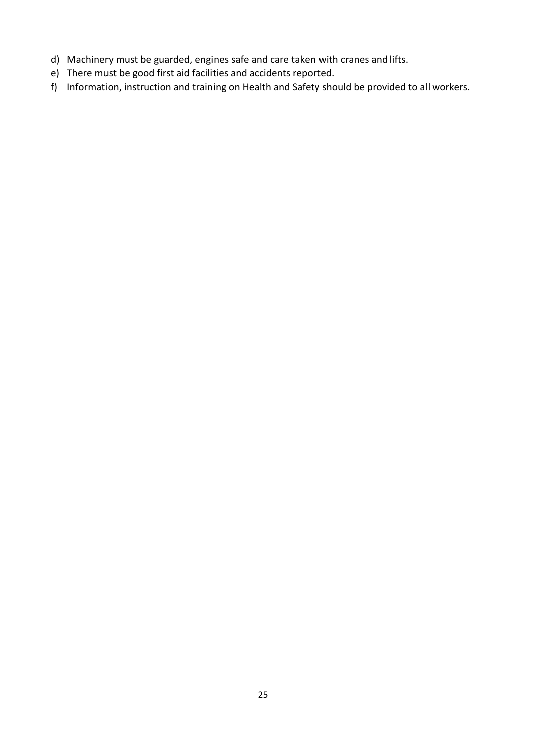d) Machinery must be guarded, engines safe and care taken with cranes and lifts.
e) There must be good first aid facilities and accidents reported.
f) Information, instruction and training on Health and Safety should be provided to all workers.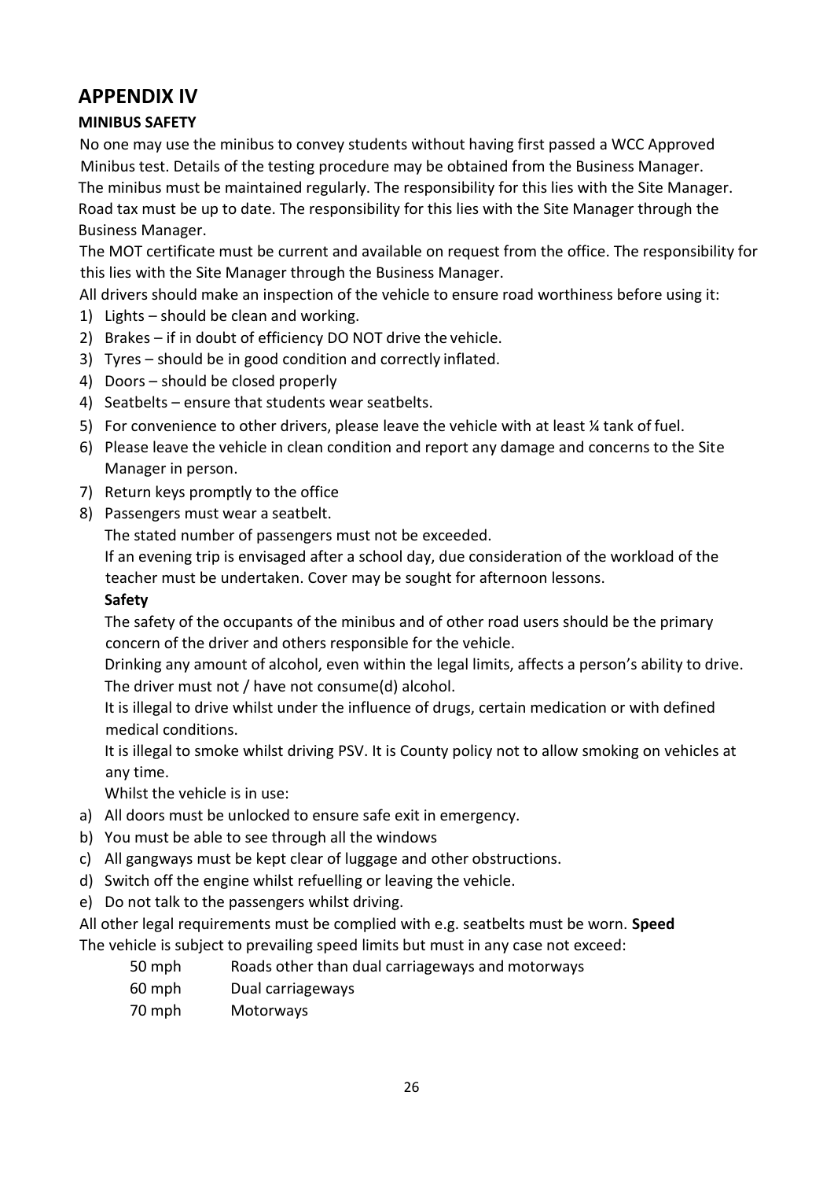## APPENDIX IV

### MINIBUS SAFETY

No one may use the minibus to convey students without having first passed a WCC Approved Minibus test. Details of the testing procedure may be obtained from the Business Manager.

The minibus must be maintained regularly. The responsibility for this lies with the Site Manager.

Road tax must be up to date. The responsibility for this lies with the Site Manager through the Business Manager.

The MOT certificate must be current and available on request from the office. The responsibility for this lies with the Site Manager through the Business Manager.

All drivers should make an inspection of the vehicle to ensure road worthiness before using it:

1) Lights – should be clean and working.
2) Brakes – if in doubt of efficiency DO NOT drive the vehicle.
3) Tyres – should be in good condition and correctly inflated.
4) Doors – should be closed properly
4) Seatbelts – ensure that students wear seatbelts.
5) For convenience to other drivers, please leave the vehicle with at least ¼ tank of fuel.
6) Please leave the vehicle in clean condition and report any damage and concerns to the Site Manager in person.
7) Return keys promptly to the office
8) Passengers must wear a seatbelt.

The stated number of passengers must not be exceeded.

If an evening trip is envisaged after a school day, due consideration of the workload of the teacher must be undertaken. Cover may be sought for afternoon lessons.

**Safety**

The safety of the occupants of the minibus and of other road users should be the primary concern of the driver and others responsible for the vehicle.

Drinking any amount of alcohol, even within the legal limits, affects a person's ability to drive. The driver must not / have not consume(d) alcohol.

It is illegal to drive whilst under the influence of drugs, certain medication or with defined medical conditions.

It is illegal to smoke whilst driving PSV. It is County policy not to allow smoking on vehicles at any time.

Whilst the vehicle is in use:

a) All doors must be unlocked to ensure safe exit in emergency.
b) You must be able to see through all the windows
c) All gangways must be kept clear of luggage and other obstructions.
d) Switch off the engine whilst refuelling or leaving the vehicle.
e) Do not talk to the passengers whilst driving.

All other legal requirements must be complied with e.g. seatbelts must be worn. **Speed**

The vehicle is subject to prevailing speed limits but must in any case not exceed:

| | |
|---|---|
| 50 mph | Roads other than dual carriageways and motorways |
| 60 mph | Dual carriageways |
| 70 mph | Motorways |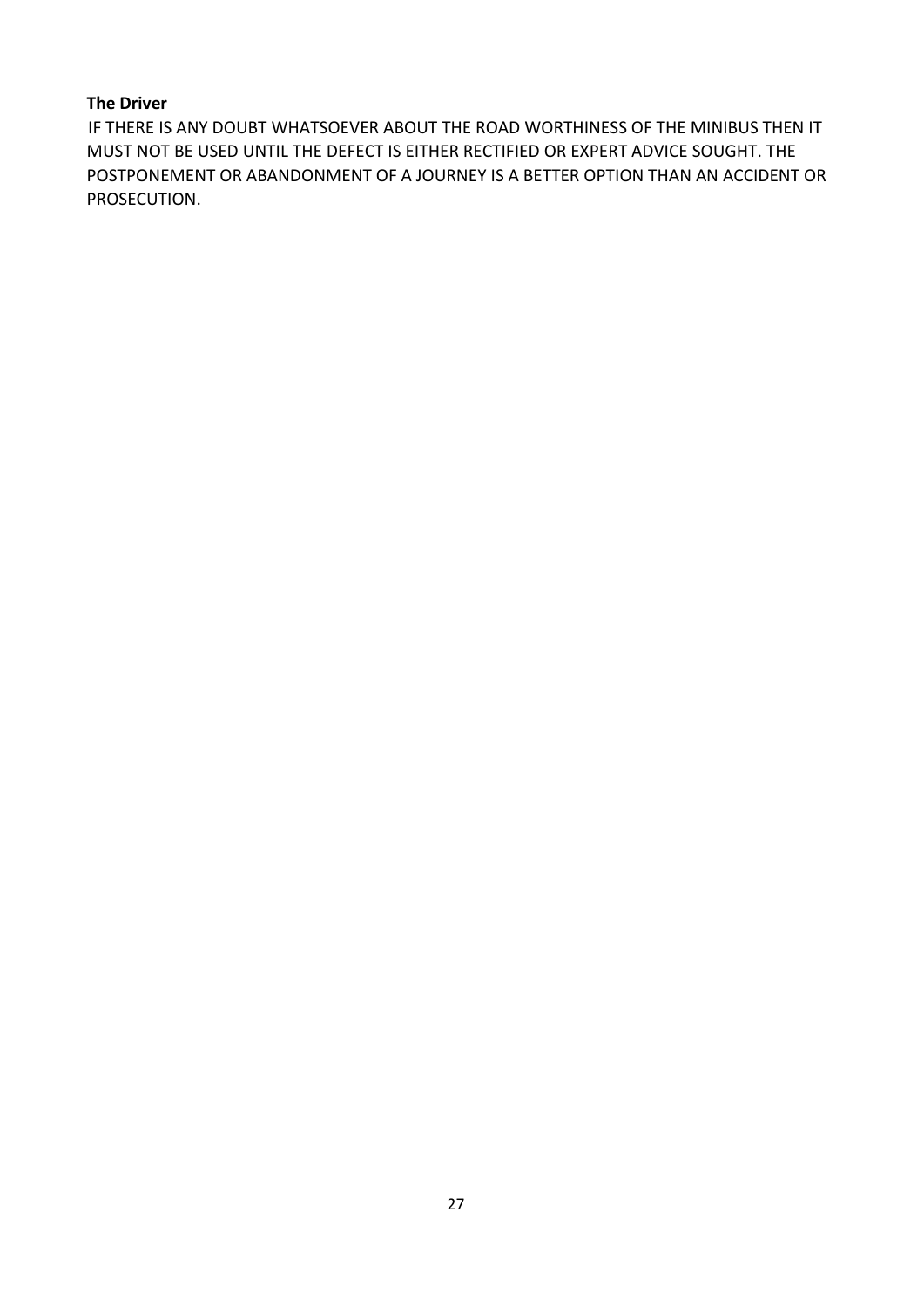**The Driver**

IF THERE IS ANY DOUBT WHATSOEVER ABOUT THE ROAD WORTHINESS OF THE MINIBUS THEN IT MUST NOT BE USED UNTIL THE DEFECT IS EITHER RECTIFIED OR EXPERT ADVICE SOUGHT. THE POSTPONEMENT OR ABANDONMENT OF A JOURNEY IS A BETTER OPTION THAN AN ACCIDENT OR PROSECUTION.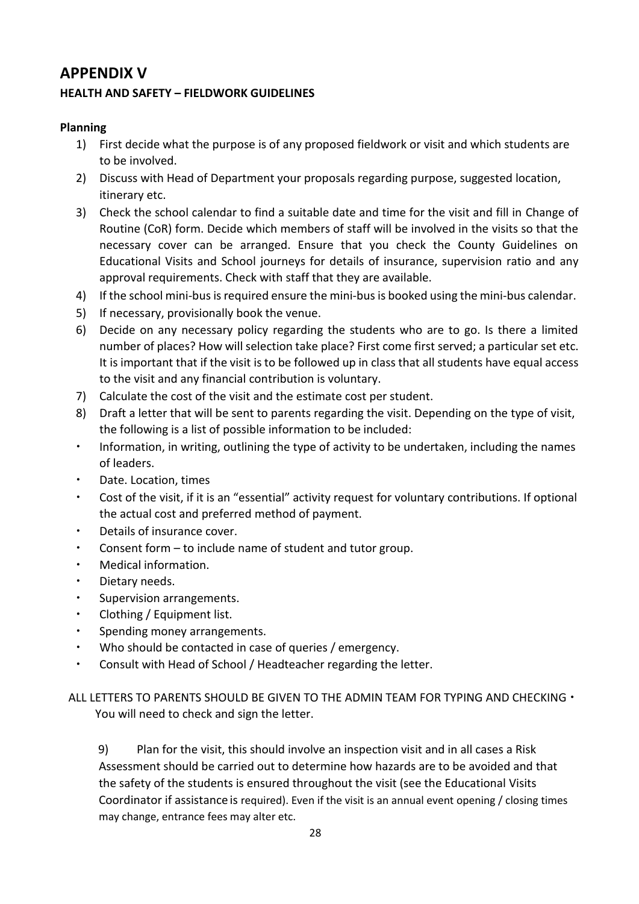# APPENDIX V

## HEALTH AND SAFETY – FIELDWORK GUIDELINES

**Planning**

1) First decide what the purpose is of any proposed fieldwork or visit and which students are to be involved.
2) Discuss with Head of Department your proposals regarding purpose, suggested location, itinerary etc.
3) Check the school calendar to find a suitable date and time for the visit and fill in Change of Routine (CoR) form. Decide which members of staff will be involved in the visits so that the necessary cover can be arranged. Ensure that you check the County Guidelines on Educational Visits and School journeys for details of insurance, supervision ratio and any approval requirements. Check with staff that they are available.
4) If the school mini-bus is required ensure the mini-bus is booked using the mini-bus calendar.
5) If necessary, provisionally book the venue.
6) Decide on any necessary policy regarding the students who are to go. Is there a limited number of places? How will selection take place? First come first served; a particular set etc. It is important that if the visit is to be followed up in class that all students have equal access to the visit and any financial contribution is voluntary.
7) Calculate the cost of the visit and the estimate cost per student.
8) Draft a letter that will be sent to parents regarding the visit. Depending on the type of visit, the following is a list of possible information to be included:

- Information, in writing, outlining the type of activity to be undertaken, including the names of leaders.
- Date. Location, times
- Cost of the visit, if it is an "essential" activity request for voluntary contributions. If optional the actual cost and preferred method of payment.
- Details of insurance cover.
- Consent form – to include name of student and tutor group.
- Medical information.
- Dietary needs.
- Supervision arrangements.
- Clothing / Equipment list.
- Spending money arrangements.
- Who should be contacted in case of queries / emergency.
- Consult with Head of School / Headteacher regarding the letter.

ALL LETTERS TO PARENTS SHOULD BE GIVEN TO THE ADMIN TEAM FOR TYPING AND CHECKING • You will need to check and sign the letter.

9) Plan for the visit, this should involve an inspection visit and in all cases a Risk Assessment should be carried out to determine how hazards are to be avoided and that the safety of the students is ensured throughout the visit (see the Educational Visits Coordinator if assistance is required). Even if the visit is an annual event opening / closing times may change, entrance fees may alter etc.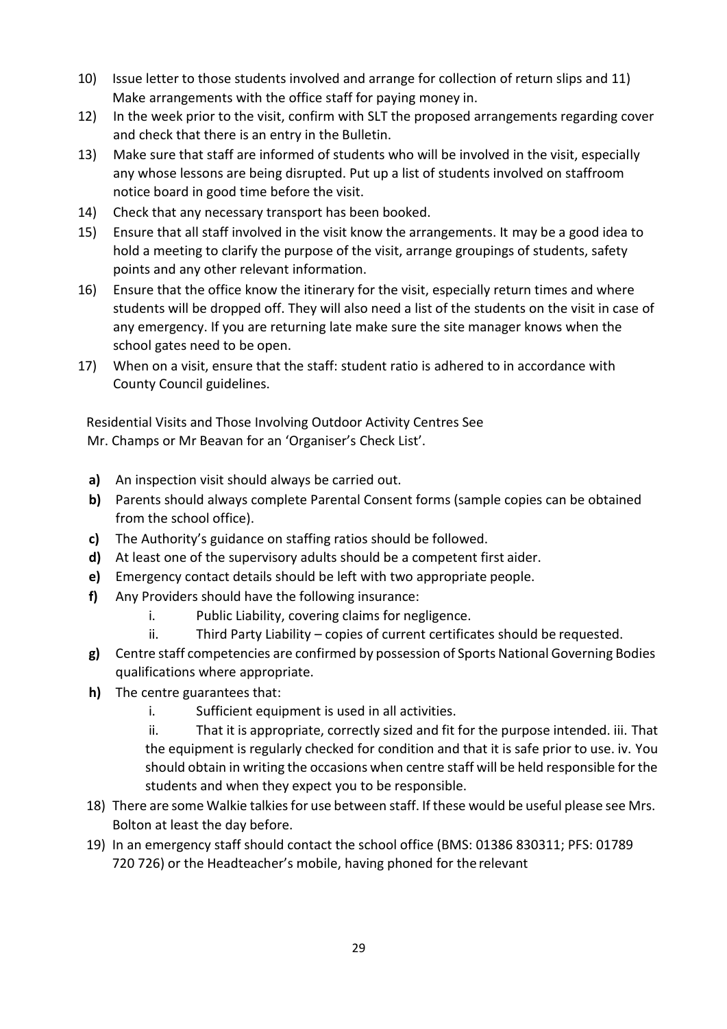10) Issue letter to those students involved and arrange for collection of return slips and 11) Make arrangements with the office staff for paying money in.
12) In the week prior to the visit, confirm with SLT the proposed arrangements regarding cover and check that there is an entry in the Bulletin.
13) Make sure that staff are informed of students who will be involved in the visit, especially any whose lessons are being disrupted. Put up a list of students involved on staffroom notice board in good time before the visit.
14) Check that any necessary transport has been booked.
15) Ensure that all staff involved in the visit know the arrangements. It may be a good idea to hold a meeting to clarify the purpose of the visit, arrange groupings of students, safety points and any other relevant information.
16) Ensure that the office know the itinerary for the visit, especially return times and where students will be dropped off. They will also need a list of the students on the visit in case of any emergency. If you are returning late make sure the site manager knows when the school gates need to be open.
17) When on a visit, ensure that the staff: student ratio is adhered to in accordance with County Council guidelines.

Residential Visits and Those Involving Outdoor Activity Centres See Mr. Champs or Mr Beavan for an 'Organiser's Check List'.

- **a)** An inspection visit should always be carried out.
- **b)** Parents should always complete Parental Consent forms (sample copies can be obtained from the school office).
- **c)** The Authority's guidance on staffing ratios should be followed.
- **d)** At least one of the supervisory adults should be a competent first aider.
- **e)** Emergency contact details should be left with two appropriate people.
- **f)** Any Providers should have the following insurance:
  - i. Public Liability, covering claims for negligence.
  - ii. Third Party Liability – copies of current certificates should be requested.
- **g)** Centre staff competencies are confirmed by possession of Sports National Governing Bodies qualifications where appropriate.
- **h)** The centre guarantees that:
  - i. Sufficient equipment is used in all activities.
  - ii. That it is appropriate, correctly sized and fit for the purpose intended. iii. That the equipment is regularly checked for condition and that it is safe prior to use. iv. You should obtain in writing the occasions when centre staff will be held responsible for the students and when they expect you to be responsible.

18) There are some Walkie talkies for use between staff. If these would be useful please see Mrs. Bolton at least the day before.
19) In an emergency staff should contact the school office (BMS: 01386 830311; PFS: 01789 720 726) or the Headteacher's mobile, having phoned for the relevant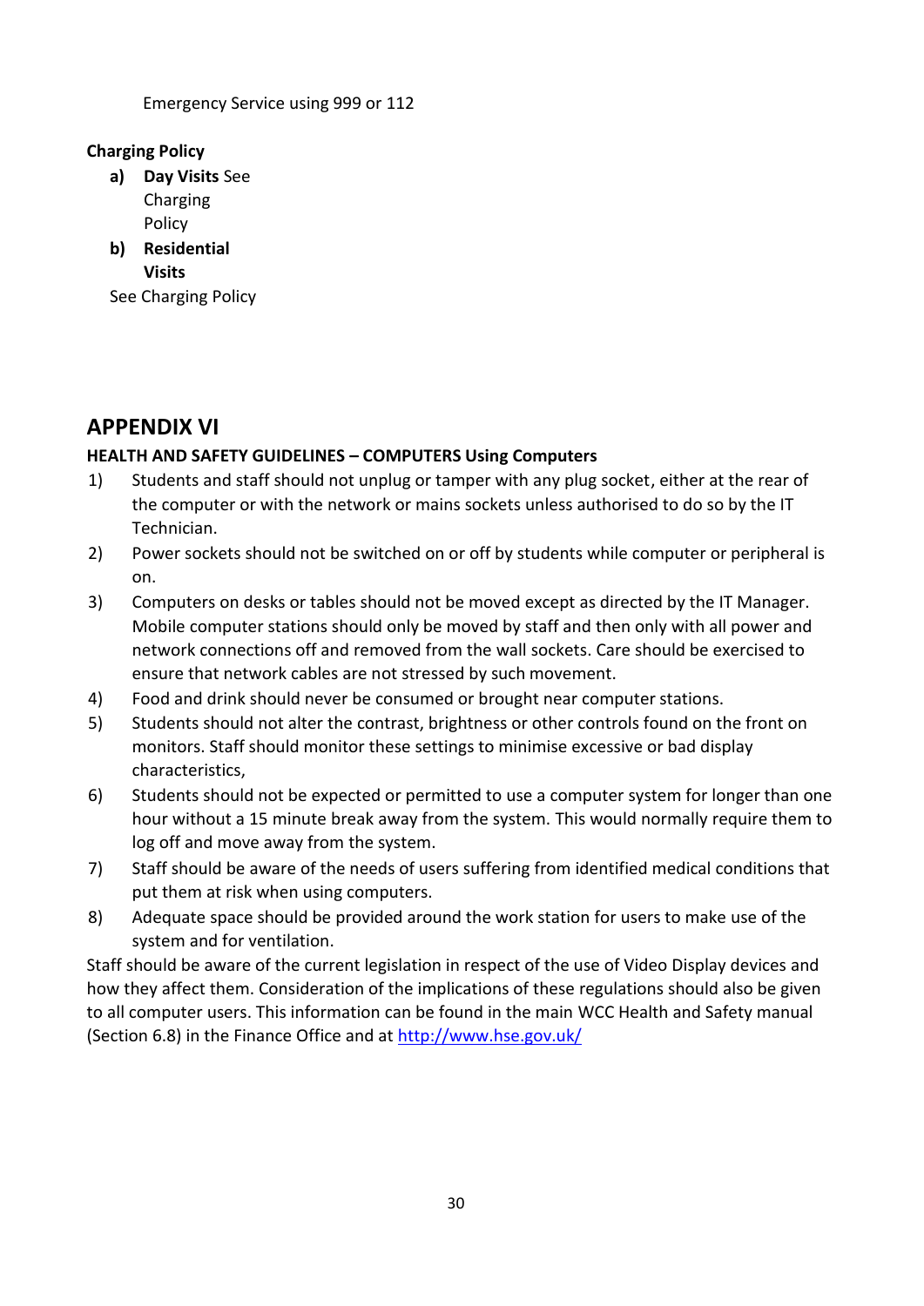Emergency Service using 999 or 112

**Charging Policy**

a) **Day Visits** See Charging Policy
b) **Residential Visits**

See Charging Policy

## APPENDIX VI

**HEALTH AND SAFETY GUIDELINES – COMPUTERS Using Computers**

1) Students and staff should not unplug or tamper with any plug socket, either at the rear of the computer or with the network or mains sockets unless authorised to do so by the IT Technician.
2) Power sockets should not be switched on or off by students while computer or peripheral is on.
3) Computers on desks or tables should not be moved except as directed by the IT Manager. Mobile computer stations should only be moved by staff and then only with all power and network connections off and removed from the wall sockets. Care should be exercised to ensure that network cables are not stressed by such movement.
4) Food and drink should never be consumed or brought near computer stations.
5) Students should not alter the contrast, brightness or other controls found on the front on monitors. Staff should monitor these settings to minimise excessive or bad display characteristics,
6) Students should not be expected or permitted to use a computer system for longer than one hour without a 15 minute break away from the system. This would normally require them to log off and move away from the system.
7) Staff should be aware of the needs of users suffering from identified medical conditions that put them at risk when using computers.
8) Adequate space should be provided around the work station for users to make use of the system and for ventilation.

Staff should be aware of the current legislation in respect of the use of Video Display devices and how they affect them. Consideration of the implications of these regulations should also be given to all computer users. This information can be found in the main WCC Health and Safety manual (Section 6.8) in the Finance Office and at [http://www.hse.gov.uk/](http://www.hse.gov.uk/)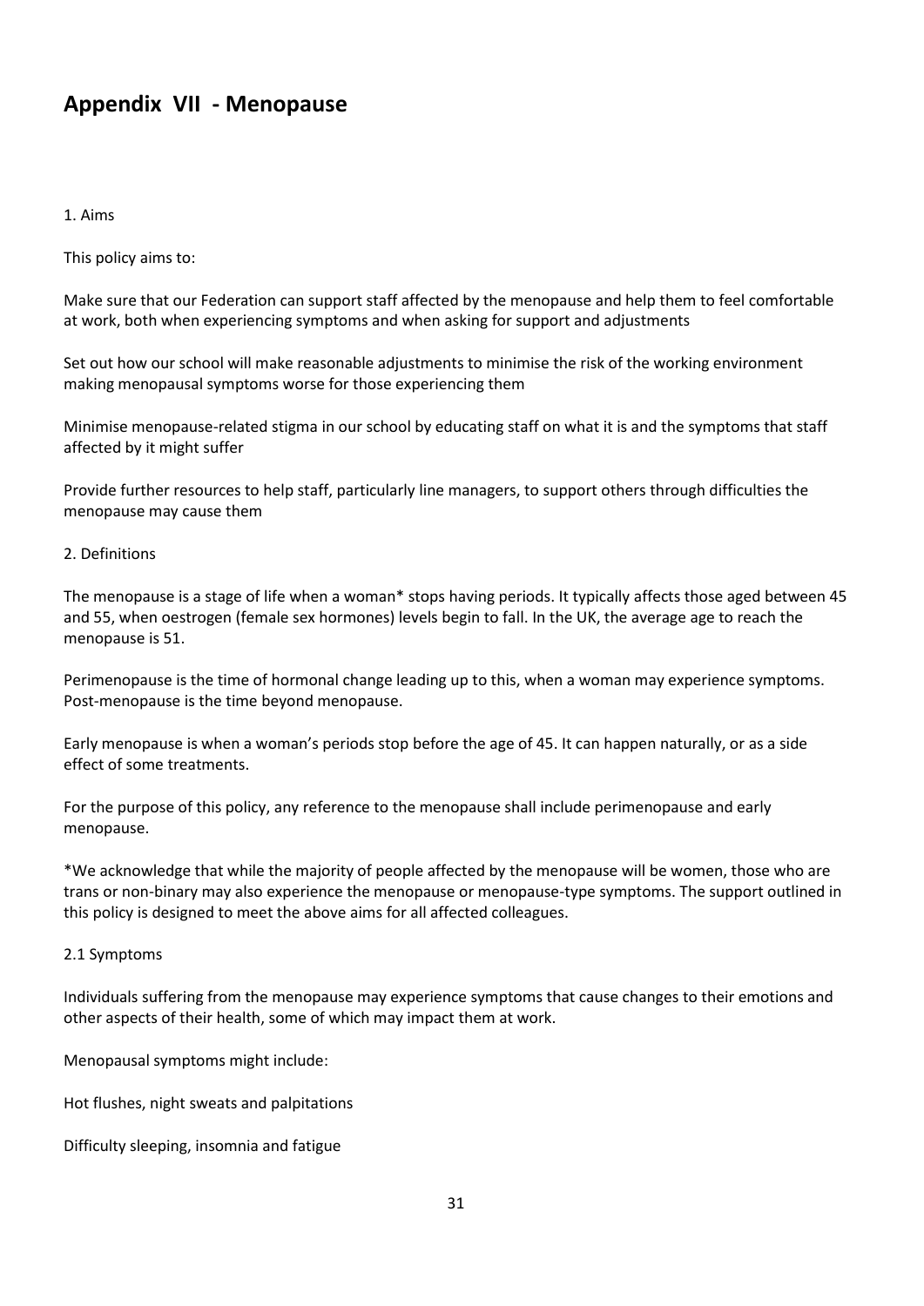## Appendix VII - Menopause

1. Aims

This policy aims to:

Make sure that our Federation can support staff affected by the menopause and help them to feel comfortable at work, both when experiencing symptoms and when asking for support and adjustments

Set out how our school will make reasonable adjustments to minimise the risk of the working environment making menopausal symptoms worse for those experiencing them

Minimise menopause-related stigma in our school by educating staff on what it is and the symptoms that staff affected by it might suffer

Provide further resources to help staff, particularly line managers, to support others through difficulties the menopause may cause them

2. Definitions

The menopause is a stage of life when a woman* stops having periods. It typically affects those aged between 45 and 55, when oestrogen (female sex hormones) levels begin to fall. In the UK, the average age to reach the menopause is 51.

Perimenopause is the time of hormonal change leading up to this, when a woman may experience symptoms. Post-menopause is the time beyond menopause.

Early menopause is when a woman's periods stop before the age of 45. It can happen naturally, or as a side effect of some treatments.

For the purpose of this policy, any reference to the menopause shall include perimenopause and early menopause.

*We acknowledge that while the majority of people affected by the menopause will be women, those who are trans or non-binary may also experience the menopause or menopause-type symptoms. The support outlined in this policy is designed to meet the above aims for all affected colleagues.

2.1 Symptoms

Individuals suffering from the menopause may experience symptoms that cause changes to their emotions and other aspects of their health, some of which may impact them at work.

Menopausal symptoms might include:

Hot flushes, night sweats and palpitations

Difficulty sleeping, insomnia and fatigue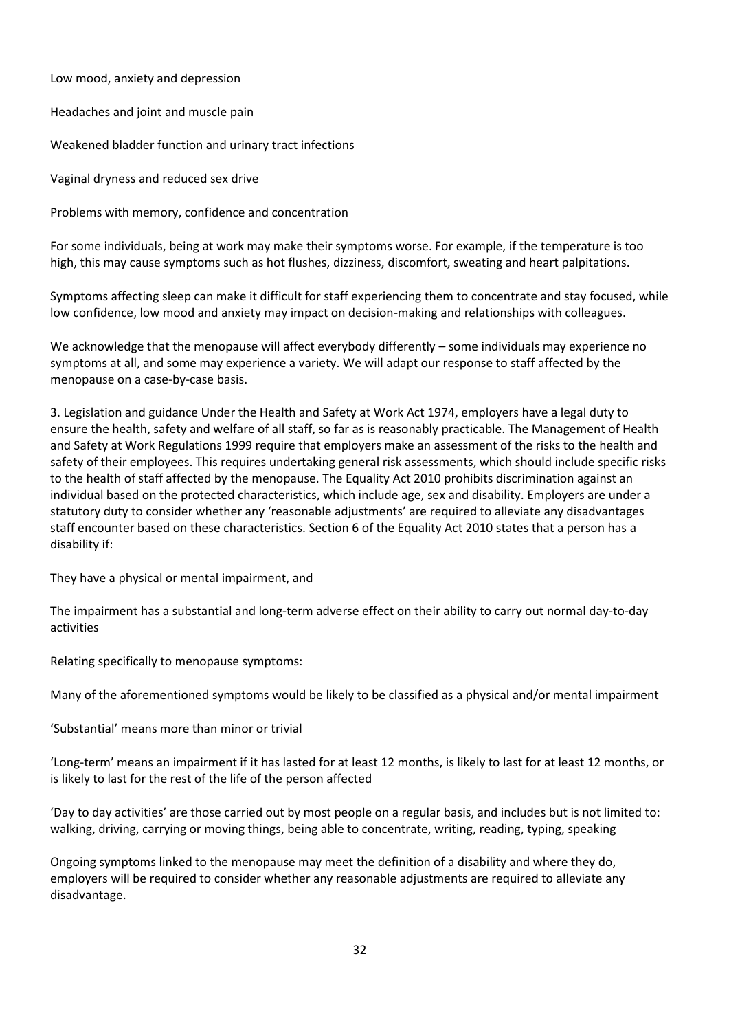- Low mood, anxiety and depression
- Headaches and joint and muscle pain
- Weakened bladder function and urinary tract infections
- Vaginal dryness and reduced sex drive
- Problems with memory, confidence and concentration

For some individuals, being at work may make their symptoms worse. For example, if the temperature is too high, this may cause symptoms such as hot flushes, dizziness, discomfort, sweating and heart palpitations.

Symptoms affecting sleep can make it difficult for staff experiencing them to concentrate and stay focused, while low confidence, low mood and anxiety may impact on decision-making and relationships with colleagues.

We acknowledge that the menopause will affect everybody differently – some individuals may experience no symptoms at all, and some may experience a variety. We will adapt our response to staff affected by the menopause on a case-by-case basis.

3. Legislation and guidance Under the Health and Safety at Work Act 1974, employers have a legal duty to ensure the health, safety and welfare of all staff, so far as is reasonably practicable. The Management of Health and Safety at Work Regulations 1999 require that employers make an assessment of the risks to the health and safety of their employees. This requires undertaking general risk assessments, which should include specific risks to the health of staff affected by the menopause. The Equality Act 2010 prohibits discrimination against an individual based on the protected characteristics, which include age, sex and disability. Employers are under a statutory duty to consider whether any 'reasonable adjustments' are required to alleviate any disadvantages staff encounter based on these characteristics. Section 6 of the Equality Act 2010 states that a person has a disability if:

- They have a physical or mental impairment, and
- The impairment has a substantial and long-term adverse effect on their ability to carry out normal day-to-day activities

Relating specifically to menopause symptoms:

- Many of the aforementioned symptoms would be likely to be classified as a physical and/or mental impairment
- 'Substantial' means more than minor or trivial
- 'Long-term' means an impairment if it has lasted for at least 12 months, is likely to last for at least 12 months, or is likely to last for the rest of the life of the person affected
- 'Day to day activities' are those carried out by most people on a regular basis, and includes but is not limited to: walking, driving, carrying or moving things, being able to concentrate, writing, reading, typing, speaking

Ongoing symptoms linked to the menopause may meet the definition of a disability and where they do, employers will be required to consider whether any reasonable adjustments are required to alleviate any disadvantage.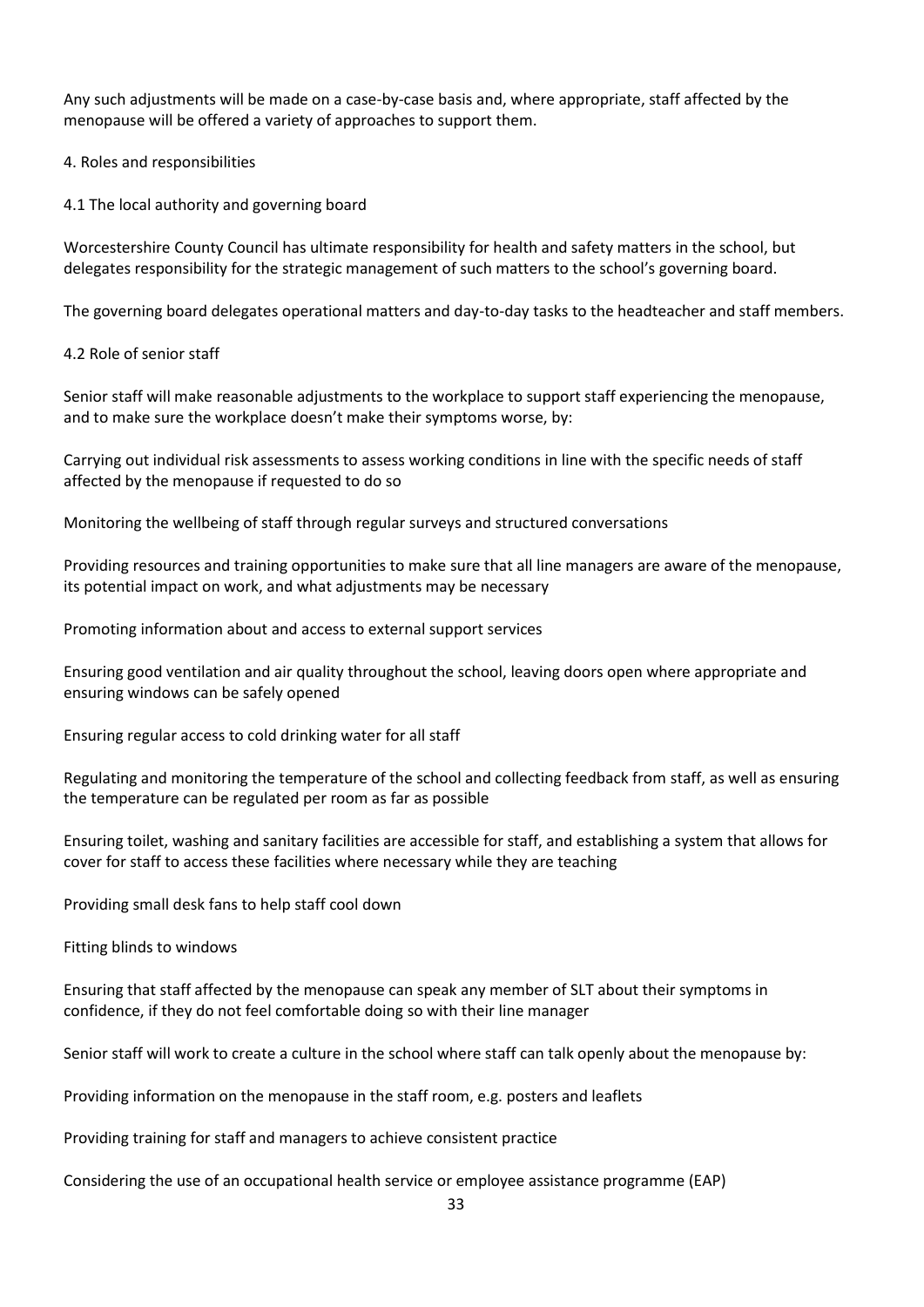Any such adjustments will be made on a case-by-case basis and, where appropriate, staff affected by the menopause will be offered a variety of approaches to support them.

## 4. Roles and responsibilities

### 4.1 The local authority and governing board

Worcestershire County Council has ultimate responsibility for health and safety matters in the school, but delegates responsibility for the strategic management of such matters to the school's governing board.

The governing board delegates operational matters and day-to-day tasks to the headteacher and staff members.

### 4.2 Role of senior staff

Senior staff will make reasonable adjustments to the workplace to support staff experiencing the menopause, and to make sure the workplace doesn't make their symptoms worse, by:

- Carrying out individual risk assessments to assess working conditions in line with the specific needs of staff affected by the menopause if requested to do so
- Monitoring the wellbeing of staff through regular surveys and structured conversations
- Providing resources and training opportunities to make sure that all line managers are aware of the menopause, its potential impact on work, and what adjustments may be necessary
- Promoting information about and access to external support services
- Ensuring good ventilation and air quality throughout the school, leaving doors open where appropriate and ensuring windows can be safely opened
- Ensuring regular access to cold drinking water for all staff
- Regulating and monitoring the temperature of the school and collecting feedback from staff, as well as ensuring the temperature can be regulated per room as far as possible
- Ensuring toilet, washing and sanitary facilities are accessible for staff, and establishing a system that allows for cover for staff to access these facilities where necessary while they are teaching
- Providing small desk fans to help staff cool down
- Fitting blinds to windows
- Ensuring that staff affected by the menopause can speak any member of SLT about their symptoms in confidence, if they do not feel comfortable doing so with their line manager

Senior staff will work to create a culture in the school where staff can talk openly about the menopause by:

- Providing information on the menopause in the staff room, e.g. posters and leaflets
- Providing training for staff and managers to achieve consistent practice
- Considering the use of an occupational health service or employee assistance programme (EAP)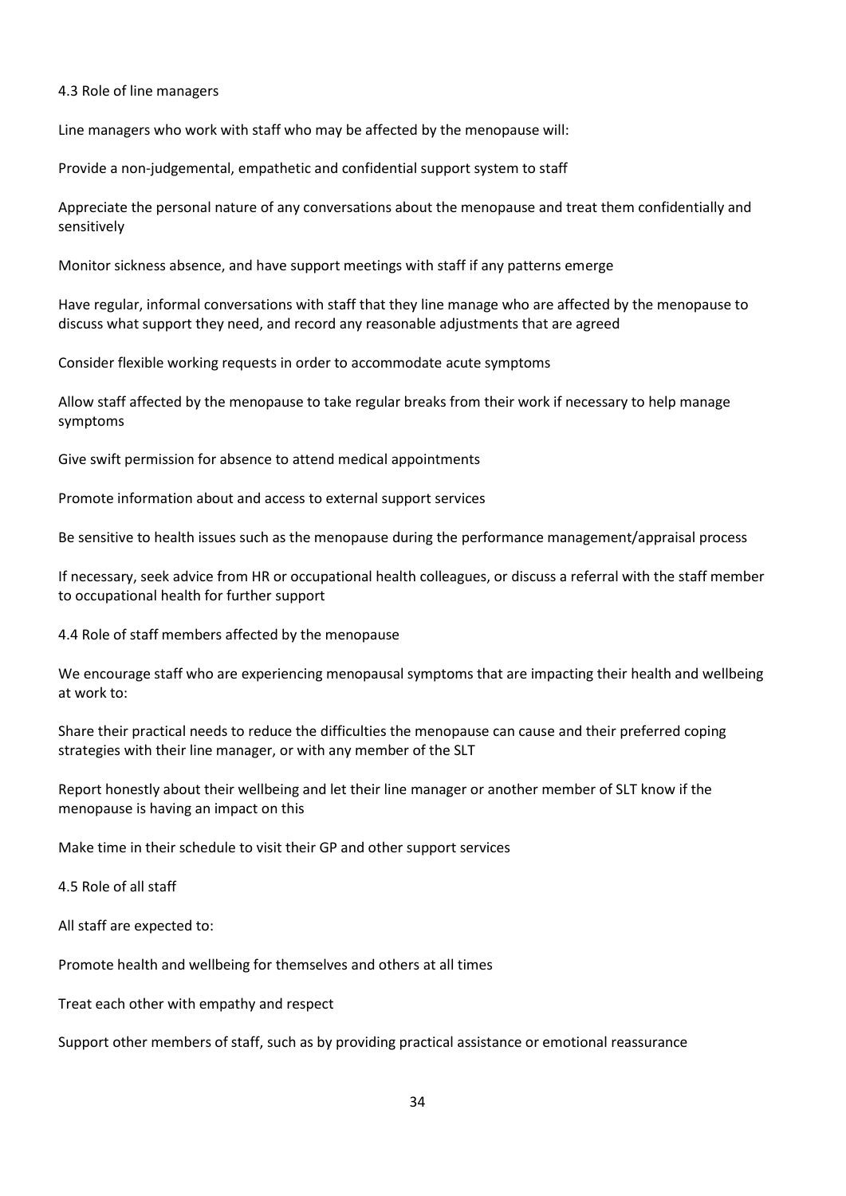### 4.3 Role of line managers

Line managers who work with staff who may be affected by the menopause will:

- Provide a non-judgemental, empathetic and confidential support system to staff
- Appreciate the personal nature of any conversations about the menopause and treat them confidentially and sensitively
- Monitor sickness absence, and have support meetings with staff if any patterns emerge
- Have regular, informal conversations with staff that they line manage who are affected by the menopause to discuss what support they need, and record any reasonable adjustments that are agreed
- Consider flexible working requests in order to accommodate acute symptoms
- Allow staff affected by the menopause to take regular breaks from their work if necessary to help manage symptoms
- Give swift permission for absence to attend medical appointments
- Promote information about and access to external support services
- Be sensitive to health issues such as the menopause during the performance management/appraisal process
- If necessary, seek advice from HR or occupational health colleagues, or discuss a referral with the staff member to occupational health for further support

### 4.4 Role of staff members affected by the menopause

We encourage staff who are experiencing menopausal symptoms that are impacting their health and wellbeing at work to:

- Share their practical needs to reduce the difficulties the menopause can cause and their preferred coping strategies with their line manager, or with any member of the SLT
- Report honestly about their wellbeing and let their line manager or another member of SLT know if the menopause is having an impact on this
- Make time in their schedule to visit their GP and other support services

### 4.5 Role of all staff

All staff are expected to:

- Promote health and wellbeing for themselves and others at all times
- Treat each other with empathy and respect
- Support other members of staff, such as by providing practical assistance or emotional reassurance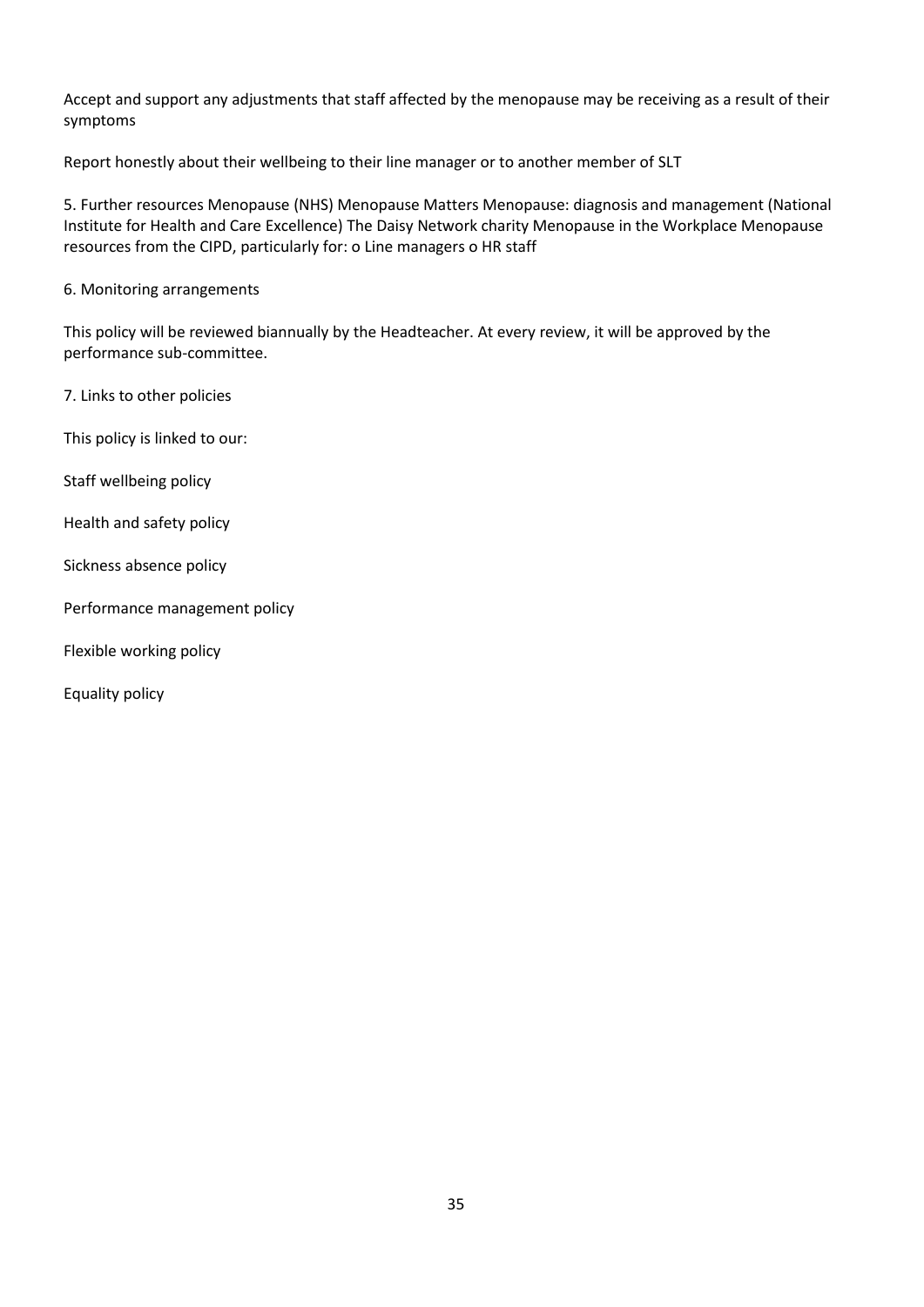Accept and support any adjustments that staff affected by the menopause may be receiving as a result of their symptoms

Report honestly about their wellbeing to their line manager or to another member of SLT

5. Further resources Menopause (NHS) Menopause Matters Menopause: diagnosis and management (National Institute for Health and Care Excellence) The Daisy Network charity Menopause in the Workplace Menopause resources from the CIPD, particularly for: o Line managers o HR staff

6. Monitoring arrangements

This policy will be reviewed biannually by the Headteacher. At every review, it will be approved by the performance sub-committee.

7. Links to other policies

This policy is linked to our:

Staff wellbeing policy

Health and safety policy

Sickness absence policy

Performance management policy

Flexible working policy

Equality policy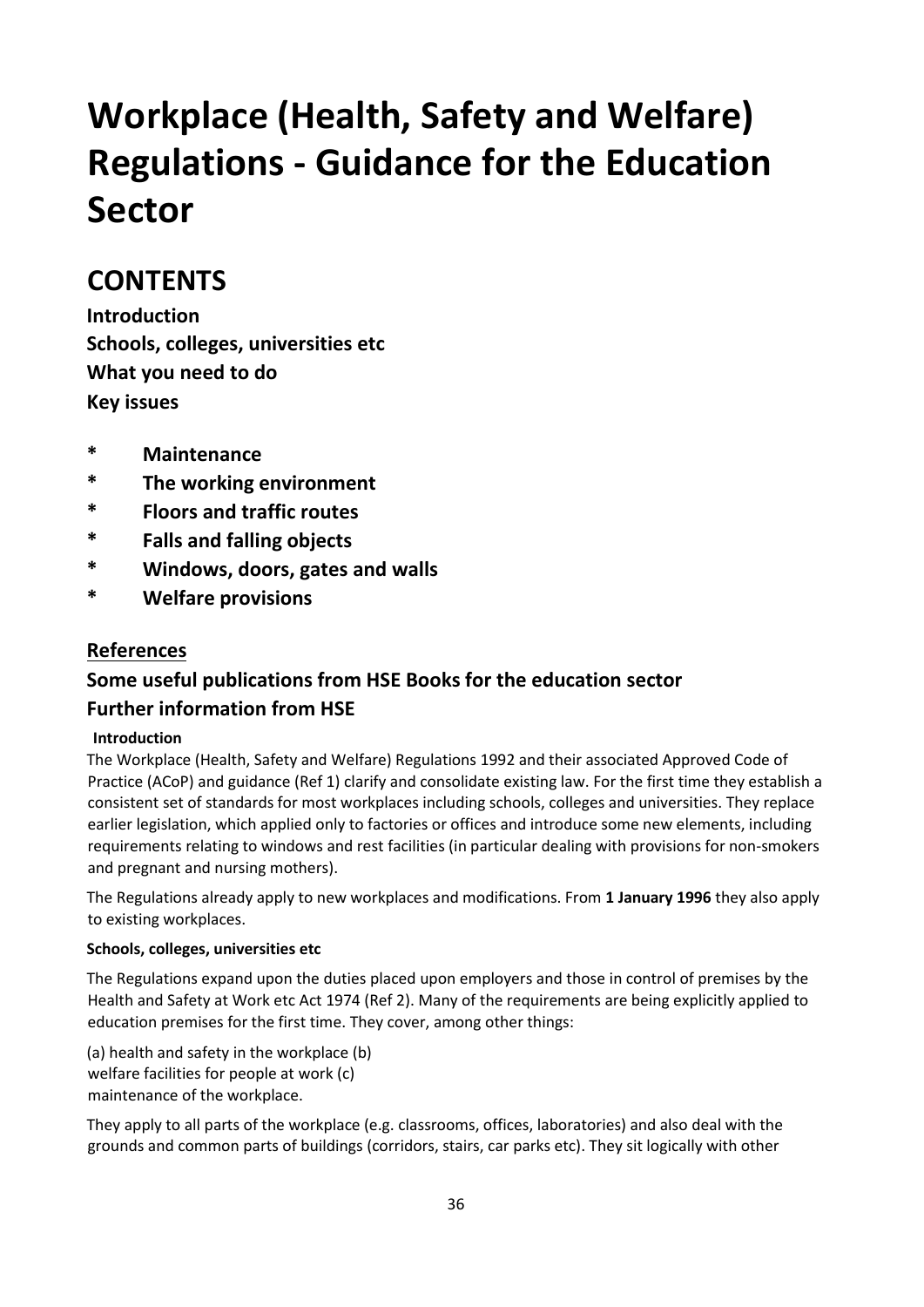# Workplace (Health, Safety and Welfare) Regulations - Guidance for the Education Sector

## CONTENTS

**Introduction**
**Schools, colleges, universities etc**
**What you need to do**
**Key issues**

- **Maintenance**
- **The working environment**
- **Floors and traffic routes**
- **Falls and falling objects**
- **Windows, doors, gates and walls**
- **Welfare provisions**

### <u>References</u>

### Some useful publications from HSE Books for the education sector

### Further information from HSE

**Introduction**

The Workplace (Health, Safety and Welfare) Regulations 1992 and their associated Approved Code of Practice (ACoP) and guidance (Ref 1) clarify and consolidate existing law. For the first time they establish a consistent set of standards for most workplaces including schools, colleges and universities. They replace earlier legislation, which applied only to factories or offices and introduce some new elements, including requirements relating to windows and rest facilities (in particular dealing with provisions for non-smokers and pregnant and nursing mothers).

The Regulations already apply to new workplaces and modifications. From **1 January 1996** they also apply to existing workplaces.

**Schools, colleges, universities etc**

The Regulations expand upon the duties placed upon employers and those in control of premises by the Health and Safety at Work etc Act 1974 (Ref 2). Many of the requirements are being explicitly applied to education premises for the first time. They cover, among other things:

(a) health and safety in the workplace
(b) welfare facilities for people at work
(c) maintenance of the workplace.

They apply to all parts of the workplace (e.g. classrooms, offices, laboratories) and also deal with the grounds and common parts of buildings (corridors, stairs, car parks etc). They sit logically with other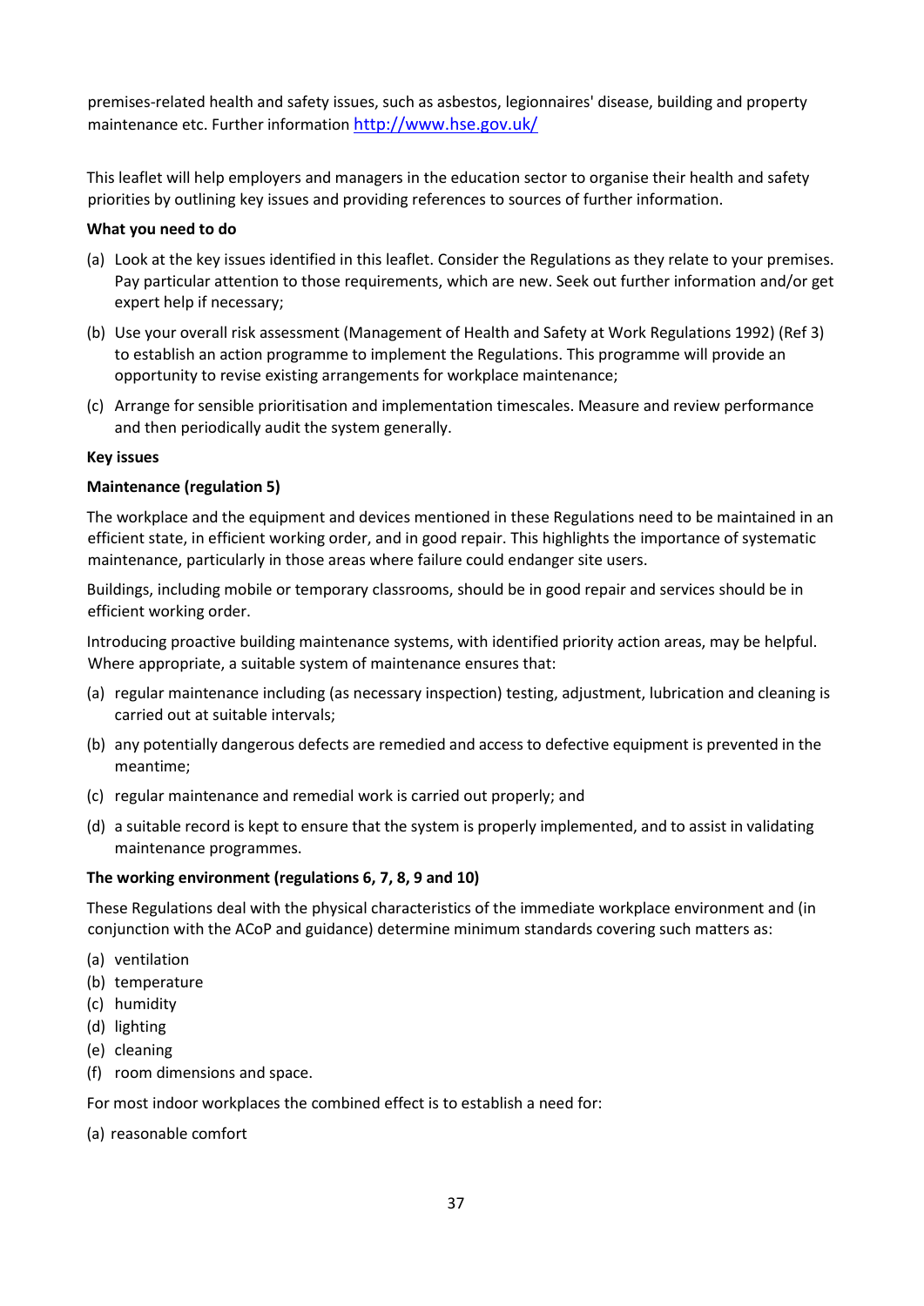premises-related health and safety issues, such as asbestos, legionnaires' disease, building and property maintenance etc. Further information http://www.hse.gov.uk/

This leaflet will help employers and managers in the education sector to organise their health and safety priorities by outlining key issues and providing references to sources of further information.

**What you need to do**

(a) Look at the key issues identified in this leaflet. Consider the Regulations as they relate to your premises. Pay particular attention to those requirements, which are new. Seek out further information and/or get expert help if necessary;

(b) Use your overall risk assessment (Management of Health and Safety at Work Regulations 1992) (Ref 3) to establish an action programme to implement the Regulations. This programme will provide an opportunity to revise existing arrangements for workplace maintenance;

(c) Arrange for sensible prioritisation and implementation timescales. Measure and review performance and then periodically audit the system generally.

**Key issues**

**Maintenance (regulation 5)**

The workplace and the equipment and devices mentioned in these Regulations need to be maintained in an efficient state, in efficient working order, and in good repair. This highlights the importance of systematic maintenance, particularly in those areas where failure could endanger site users.

Buildings, including mobile or temporary classrooms, should be in good repair and services should be in efficient working order.

Introducing proactive building maintenance systems, with identified priority action areas, may be helpful. Where appropriate, a suitable system of maintenance ensures that:

(a) regular maintenance including (as necessary inspection) testing, adjustment, lubrication and cleaning is carried out at suitable intervals;

(b) any potentially dangerous defects are remedied and access to defective equipment is prevented in the meantime;

(c) regular maintenance and remedial work is carried out properly; and

(d) a suitable record is kept to ensure that the system is properly implemented, and to assist in validating maintenance programmes.

**The working environment (regulations 6, 7, 8, 9 and 10)**

These Regulations deal with the physical characteristics of the immediate workplace environment and (in conjunction with the ACoP and guidance) determine minimum standards covering such matters as:

(a) ventilation
(b) temperature
(c) humidity
(d) lighting
(e) cleaning
(f) room dimensions and space.

For most indoor workplaces the combined effect is to establish a need for:

(a) reasonable comfort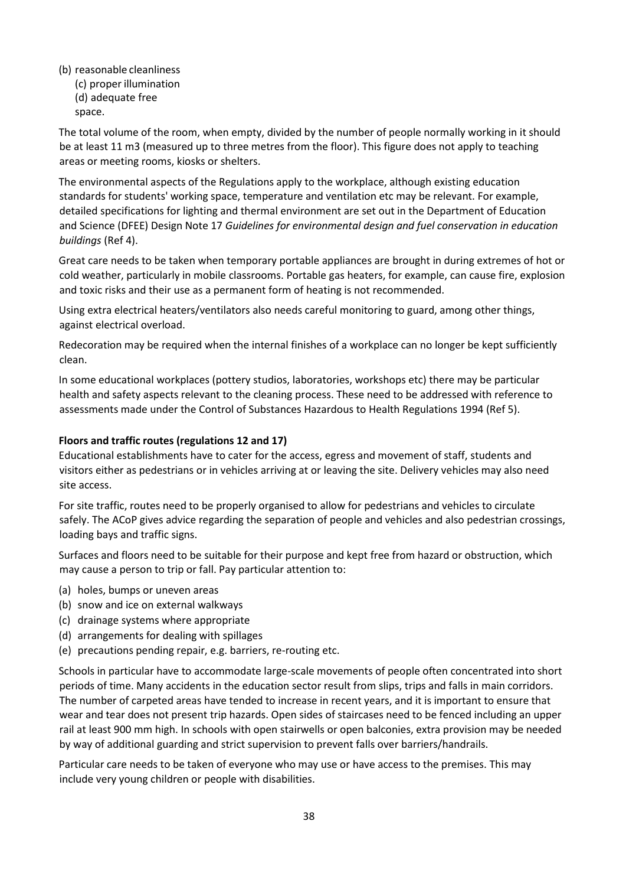(b) reasonable cleanliness
(c) proper illumination
(d) adequate free space.

The total volume of the room, when empty, divided by the number of people normally working in it should be at least 11 m3 (measured up to three metres from the floor). This figure does not apply to teaching areas or meeting rooms, kiosks or shelters.

The environmental aspects of the Regulations apply to the workplace, although existing education standards for students' working space, temperature and ventilation etc may be relevant. For example, detailed specifications for lighting and thermal environment are set out in the Department of Education and Science (DFEE) Design Note 17 *Guidelines for environmental design and fuel conservation in education buildings* (Ref 4).

Great care needs to be taken when temporary portable appliances are brought in during extremes of hot or cold weather, particularly in mobile classrooms. Portable gas heaters, for example, can cause fire, explosion and toxic risks and their use as a permanent form of heating is not recommended.

Using extra electrical heaters/ventilators also needs careful monitoring to guard, among other things, against electrical overload.

Redecoration may be required when the internal finishes of a workplace can no longer be kept sufficiently clean.

In some educational workplaces (pottery studios, laboratories, workshops etc) there may be particular health and safety aspects relevant to the cleaning process. These need to be addressed with reference to assessments made under the Control of Substances Hazardous to Health Regulations 1994 (Ref 5).

**Floors and traffic routes (regulations 12 and 17)**

Educational establishments have to cater for the access, egress and movement of staff, students and visitors either as pedestrians or in vehicles arriving at or leaving the site. Delivery vehicles may also need site access.

For site traffic, routes need to be properly organised to allow for pedestrians and vehicles to circulate safely. The ACoP gives advice regarding the separation of people and vehicles and also pedestrian crossings, loading bays and traffic signs.

Surfaces and floors need to be suitable for their purpose and kept free from hazard or obstruction, which may cause a person to trip or fall. Pay particular attention to:

(a) holes, bumps or uneven areas
(b) snow and ice on external walkways
(c) drainage systems where appropriate
(d) arrangements for dealing with spillages
(e) precautions pending repair, e.g. barriers, re-routing etc.

Schools in particular have to accommodate large-scale movements of people often concentrated into short periods of time. Many accidents in the education sector result from slips, trips and falls in main corridors. The number of carpeted areas have tended to increase in recent years, and it is important to ensure that wear and tear does not present trip hazards. Open sides of staircases need to be fenced including an upper rail at least 900 mm high. In schools with open stairwells or open balconies, extra provision may be needed by way of additional guarding and strict supervision to prevent falls over barriers/handrails.

Particular care needs to be taken of everyone who may use or have access to the premises. This may include very young children or people with disabilities.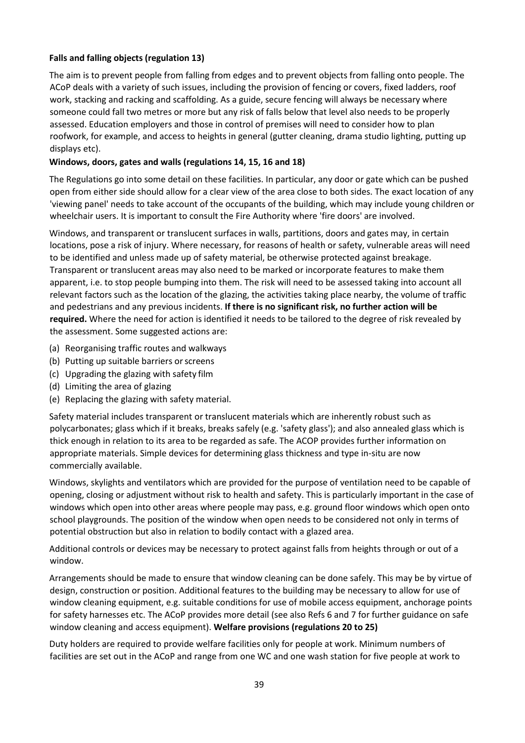**Falls and falling objects (regulation 13)**

The aim is to prevent people from falling from edges and to prevent objects from falling onto people. The ACoP deals with a variety of such issues, including the provision of fencing or covers, fixed ladders, roof work, stacking and racking and scaffolding. As a guide, secure fencing will always be necessary where someone could fall two metres or more but any risk of falls below that level also needs to be properly assessed. Education employers and those in control of premises will need to consider how to plan roofwork, for example, and access to heights in general (gutter cleaning, drama studio lighting, putting up displays etc).

**Windows, doors, gates and walls (regulations 14, 15, 16 and 18)**

The Regulations go into some detail on these facilities. In particular, any door or gate which can be pushed open from either side should allow for a clear view of the area close to both sides. The exact location of any 'viewing panel' needs to take account of the occupants of the building, which may include young children or wheelchair users. It is important to consult the Fire Authority where 'fire doors' are involved.

Windows, and transparent or translucent surfaces in walls, partitions, doors and gates may, in certain locations, pose a risk of injury. Where necessary, for reasons of health or safety, vulnerable areas will need to be identified and unless made up of safety material, be otherwise protected against breakage. Transparent or translucent areas may also need to be marked or incorporate features to make them apparent, i.e. to stop people bumping into them. The risk will need to be assessed taking into account all relevant factors such as the location of the glazing, the activities taking place nearby, the volume of traffic and pedestrians and any previous incidents. **If there is no significant risk, no further action will be required.** Where the need for action is identified it needs to be tailored to the degree of risk revealed by the assessment. Some suggested actions are:

(a) Reorganising traffic routes and walkways
(b) Putting up suitable barriers or screens
(c) Upgrading the glazing with safety film
(d) Limiting the area of glazing
(e) Replacing the glazing with safety material.

Safety material includes transparent or translucent materials which are inherently robust such as polycarbonates; glass which if it breaks, breaks safely (e.g. 'safety glass'); and also annealed glass which is thick enough in relation to its area to be regarded as safe. The ACOP provides further information on appropriate materials. Simple devices for determining glass thickness and type in-situ are now commercially available.

Windows, skylights and ventilators which are provided for the purpose of ventilation need to be capable of opening, closing or adjustment without risk to health and safety. This is particularly important in the case of windows which open into other areas where people may pass, e.g. ground floor windows which open onto school playgrounds. The position of the window when open needs to be considered not only in terms of potential obstruction but also in relation to bodily contact with a glazed area.

Additional controls or devices may be necessary to protect against falls from heights through or out of a window.

Arrangements should be made to ensure that window cleaning can be done safely. This may be by virtue of design, construction or position. Additional features to the building may be necessary to allow for use of window cleaning equipment, e.g. suitable conditions for use of mobile access equipment, anchorage points for safety harnesses etc. The ACoP provides more detail (see also Refs 6 and 7 for further guidance on safe window cleaning and access equipment).

**Welfare provisions (regulations 20 to 25)**

Duty holders are required to provide welfare facilities only for people at work. Minimum numbers of facilities are set out in the ACoP and range from one WC and one wash station for five people at work to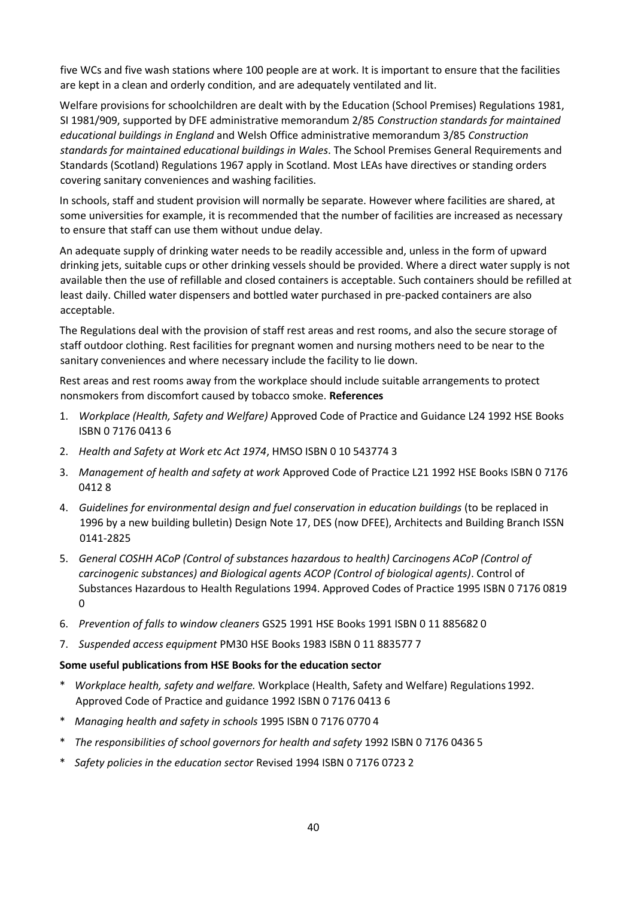five WCs and five wash stations where 100 people are at work. It is important to ensure that the facilities are kept in a clean and orderly condition, and are adequately ventilated and lit.

Welfare provisions for schoolchildren are dealt with by the Education (School Premises) Regulations 1981, SI 1981/909, supported by DFE administrative memorandum 2/85 *Construction standards for maintained educational buildings in England* and Welsh Office administrative memorandum 3/85 *Construction standards for maintained educational buildings in Wales*. The School Premises General Requirements and Standards (Scotland) Regulations 1967 apply in Scotland. Most LEAs have directives or standing orders covering sanitary conveniences and washing facilities.

In schools, staff and student provision will normally be separate. However where facilities are shared, at some universities for example, it is recommended that the number of facilities are increased as necessary to ensure that staff can use them without undue delay.

An adequate supply of drinking water needs to be readily accessible and, unless in the form of upward drinking jets, suitable cups or other drinking vessels should be provided. Where a direct water supply is not available then the use of refillable and closed containers is acceptable. Such containers should be refilled at least daily. Chilled water dispensers and bottled water purchased in pre-packed containers are also acceptable.

The Regulations deal with the provision of staff rest areas and rest rooms, and also the secure storage of staff outdoor clothing. Rest facilities for pregnant women and nursing mothers need to be near to the sanitary conveniences and where necessary include the facility to lie down.

Rest areas and rest rooms away from the workplace should include suitable arrangements to protect nonsmokers from discomfort caused by tobacco smoke.

**References**

1. *Workplace (Health, Safety and Welfare)* Approved Code of Practice and Guidance L24 1992 HSE Books ISBN 0 7176 0413 6
2. *Health and Safety at Work etc Act 1974*, HMSO ISBN 0 10 543774 3
3. *Management of health and safety at work* Approved Code of Practice L21 1992 HSE Books ISBN 0 7176 0412 8
4. *Guidelines for environmental design and fuel conservation in education buildings* (to be replaced in 1996 by a new building bulletin) Design Note 17, DES (now DFEE), Architects and Building Branch ISSN 0141-2825
5. *General COSHH ACoP (Control of substances hazardous to health) Carcinogens ACoP (Control of carcinogenic substances) and Biological agents ACOP (Control of biological agents)*. Control of Substances Hazardous to Health Regulations 1994. Approved Codes of Practice 1995 ISBN 0 7176 0819 0
6. *Prevention of falls to window cleaners* GS25 1991 HSE Books 1991 ISBN 0 11 885682 0
7. *Suspended access equipment* PM30 HSE Books 1983 ISBN 0 11 883577 7

**Some useful publications from HSE Books for the education sector**

* *Workplace health, safety and welfare.* Workplace (Health, Safety and Welfare) Regulations 1992. Approved Code of Practice and guidance 1992 ISBN 0 7176 0413 6
* *Managing health and safety in schools* 1995 ISBN 0 7176 0770 4
* *The responsibilities of school governors for health and safety* 1992 ISBN 0 7176 0436 5
* *Safety policies in the education sector* Revised 1994 ISBN 0 7176 0723 2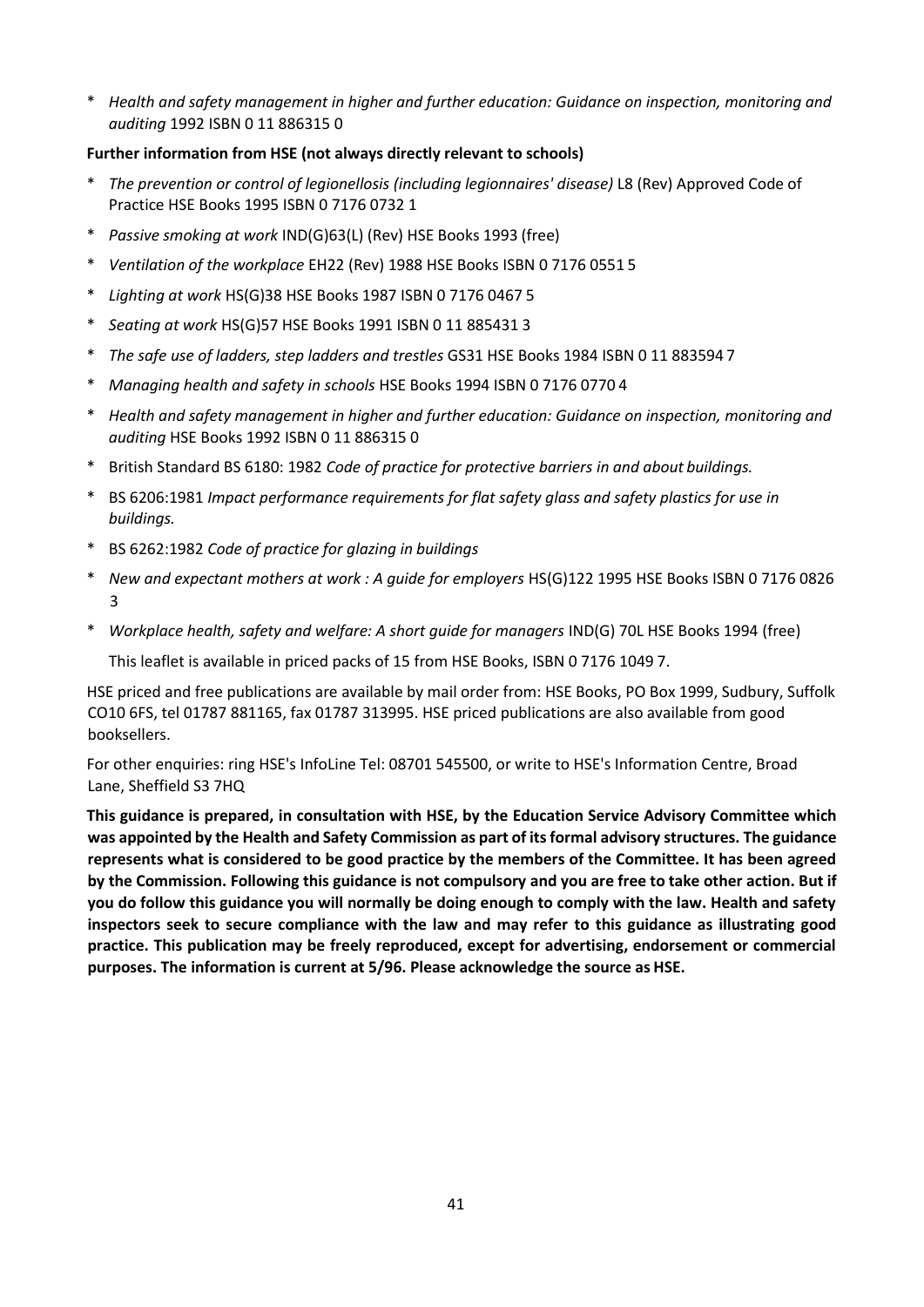* *Health and safety management in higher and further education: Guidance on inspection, monitoring and auditing* 1992 ISBN 0 11 886315 0

**Further information from HSE (not always directly relevant to schools)**

* *The prevention or control of legionellosis (including legionnaires' disease)* L8 (Rev) Approved Code of Practice HSE Books 1995 ISBN 0 7176 0732 1
* *Passive smoking at work* IND(G)63(L) (Rev) HSE Books 1993 (free)
* *Ventilation of the workplace* EH22 (Rev) 1988 HSE Books ISBN 0 7176 0551 5
* *Lighting at work* HS(G)38 HSE Books 1987 ISBN 0 7176 0467 5
* *Seating at work* HS(G)57 HSE Books 1991 ISBN 0 11 885431 3
* *The safe use of ladders, step ladders and trestles* GS31 HSE Books 1984 ISBN 0 11 883594 7
* *Managing health and safety in schools* HSE Books 1994 ISBN 0 7176 0770 4
* *Health and safety management in higher and further education: Guidance on inspection, monitoring and auditing* HSE Books 1992 ISBN 0 11 886315 0
* British Standard BS 6180: 1982 *Code of practice for protective barriers in and about buildings.*
* BS 6206:1981 *Impact performance requirements for flat safety glass and safety plastics for use in buildings.*
* BS 6262:1982 *Code of practice for glazing in buildings*
* *New and expectant mothers at work : A guide for employers* HS(G)122 1995 HSE Books ISBN 0 7176 0826 3
* *Workplace health, safety and welfare: A short guide for managers* IND(G) 70L HSE Books 1994 (free)

  This leaflet is available in priced packs of 15 from HSE Books, ISBN 0 7176 1049 7.

HSE priced and free publications are available by mail order from: HSE Books, PO Box 1999, Sudbury, Suffolk CO10 6FS, tel 01787 881165, fax 01787 313995. HSE priced publications are also available from good booksellers.

For other enquiries: ring HSE's InfoLine Tel: 08701 545500, or write to HSE's Information Centre, Broad Lane, Sheffield S3 7HQ

**This guidance is prepared, in consultation with HSE, by the Education Service Advisory Committee which was appointed by the Health and Safety Commission as part of its formal advisory structures. The guidance represents what is considered to be good practice by the members of the Committee. It has been agreed by the Commission. Following this guidance is not compulsory and you are free to take other action. But if you do follow this guidance you will normally be doing enough to comply with the law. Health and safety inspectors seek to secure compliance with the law and may refer to this guidance as illustrating good practice. This publication may be freely reproduced, except for advertising, endorsement or commercial purposes. The information is current at 5/96. Please acknowledge the source as HSE.**